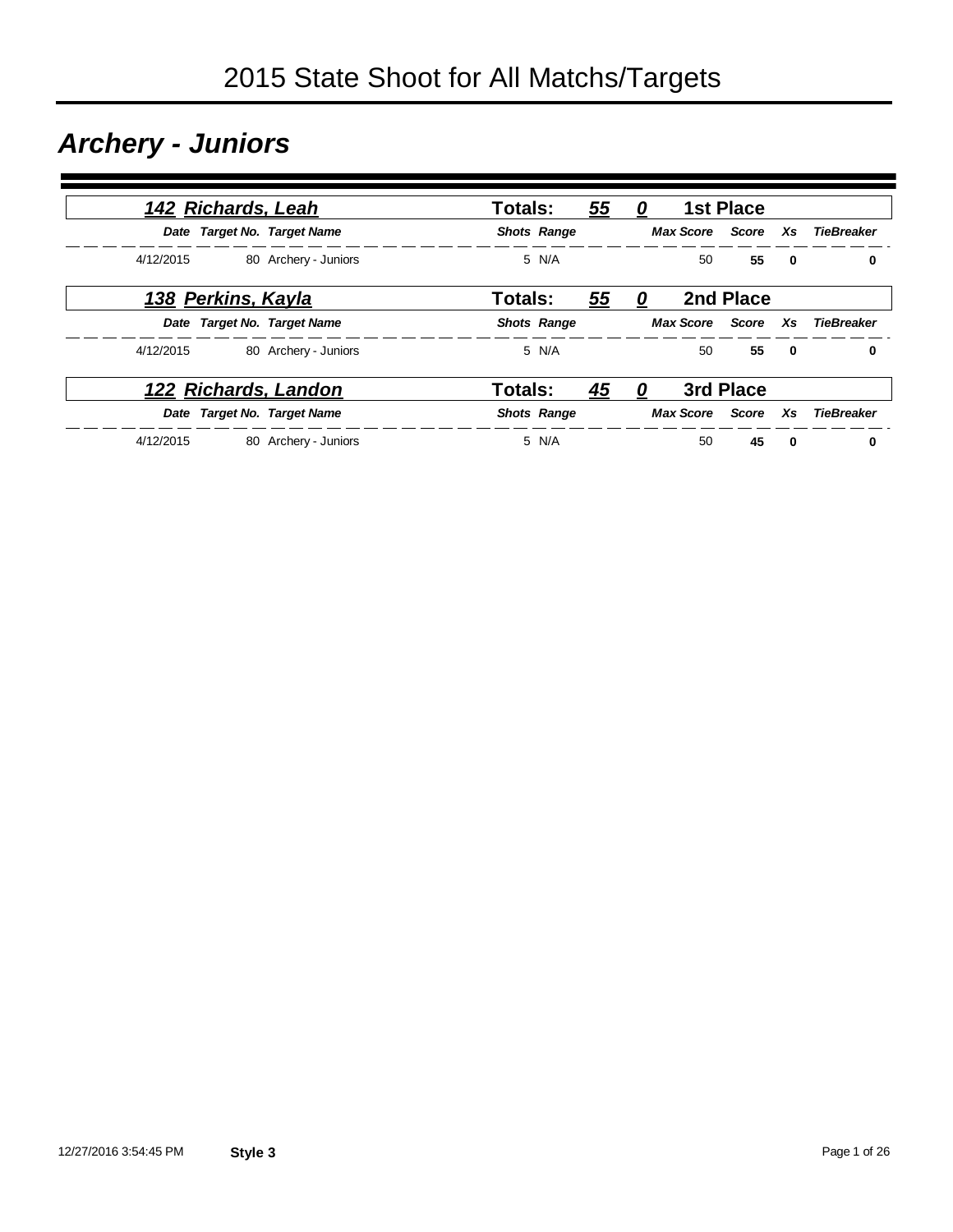# 2015 State Shoot for All Matchs/Targets

## *Archery - Juniors*

### *142 Richards, Leah* — Totals: 55 0 — 1st Place

| Date | Target No. | Target Name | Shots | Range | Max Score | Score | Xs | TieBreaker |
|---|---|---|---|---|---|---|---|---|
| 4/12/2015 | 80 | Archery - Juniors | 5 | N/A | 50 | **55** | **0** | **0** |

### *138 Perkins, Kayla* — Totals: 55 0 — 2nd Place

| Date | Target No. | Target Name | Shots | Range | Max Score | Score | Xs | TieBreaker |
|---|---|---|---|---|---|---|---|---|
| 4/12/2015 | 80 | Archery - Juniors | 5 | N/A | 50 | **55** | **0** | **0** |

### *122 Richards, Landon* — Totals: 45 0 — 3rd Place

| Date | Target No. | Target Name | Shots | Range | Max Score | Score | Xs | TieBreaker |
|---|---|---|---|---|---|---|---|---|
| 4/12/2015 | 80 | Archery - Juniors | 5 | N/A | 50 | **45** | **0** | **0** |

12/27/2016 3:54:45 PM **Style 3**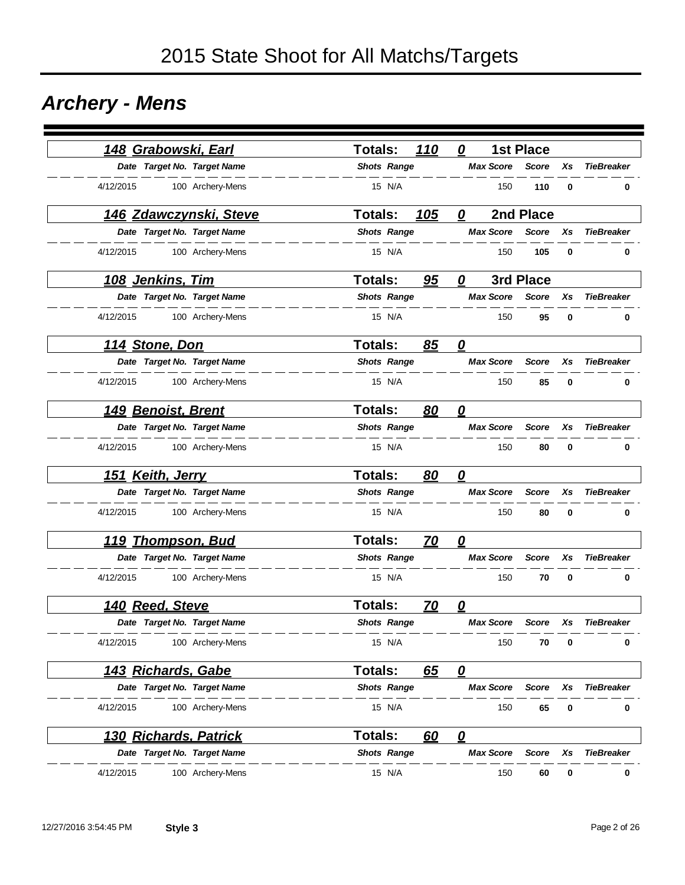# 2015 State Shoot for All Matchs/Targets

## Archery - Mens

### 148 Grabowski, Earl — Totals: 110 0 — 1st Place

| Date | Target No. | Target Name | Shots | Range | Max Score | Score | Xs | TieBreaker |
|---|---|---|---|---|---|---|---|---|
| 4/12/2015 | 100 | Archery-Mens | 15 | N/A | 150 | 110 | 0 | 0 |

### 146 Zdawczynski, Steve — Totals: 105 0 — 2nd Place

| Date | Target No. | Target Name | Shots | Range | Max Score | Score | Xs | TieBreaker |
|---|---|---|---|---|---|---|---|---|
| 4/12/2015 | 100 | Archery-Mens | 15 | N/A | 150 | 105 | 0 | 0 |

### 108 Jenkins, Tim — Totals: 95 0 — 3rd Place

| Date | Target No. | Target Name | Shots | Range | Max Score | Score | Xs | TieBreaker |
|---|---|---|---|---|---|---|---|---|
| 4/12/2015 | 100 | Archery-Mens | 15 | N/A | 150 | 95 | 0 | 0 |

### 114 Stone, Don — Totals: 85 0

| Date | Target No. | Target Name | Shots | Range | Max Score | Score | Xs | TieBreaker |
|---|---|---|---|---|---|---|---|---|
| 4/12/2015 | 100 | Archery-Mens | 15 | N/A | 150 | 85 | 0 | 0 |

### 149 Benoist, Brent — Totals: 80 0

| Date | Target No. | Target Name | Shots | Range | Max Score | Score | Xs | TieBreaker |
|---|---|---|---|---|---|---|---|---|
| 4/12/2015 | 100 | Archery-Mens | 15 | N/A | 150 | 80 | 0 | 0 |

### 151 Keith, Jerry — Totals: 80 0

| Date | Target No. | Target Name | Shots | Range | Max Score | Score | Xs | TieBreaker |
|---|---|---|---|---|---|---|---|---|
| 4/12/2015 | 100 | Archery-Mens | 15 | N/A | 150 | 80 | 0 | 0 |

### 119 Thompson, Bud — Totals: 70 0

| Date | Target No. | Target Name | Shots | Range | Max Score | Score | Xs | TieBreaker |
|---|---|---|---|---|---|---|---|---|
| 4/12/2015 | 100 | Archery-Mens | 15 | N/A | 150 | 70 | 0 | 0 |

### 140 Reed, Steve — Totals: 70 0

| Date | Target No. | Target Name | Shots | Range | Max Score | Score | Xs | TieBreaker |
|---|---|---|---|---|---|---|---|---|
| 4/12/2015 | 100 | Archery-Mens | 15 | N/A | 150 | 70 | 0 | 0 |

### 143 Richards, Gabe — Totals: 65 0

| Date | Target No. | Target Name | Shots | Range | Max Score | Score | Xs | TieBreaker |
|---|---|---|---|---|---|---|---|---|
| 4/12/2015 | 100 | Archery-Mens | 15 | N/A | 150 | 65 | 0 | 0 |

### 130 Richards, Patrick — Totals: 60 0

| Date | Target No. | Target Name | Shots | Range | Max Score | Score | Xs | TieBreaker |
|---|---|---|---|---|---|---|---|---|
| 4/12/2015 | 100 | Archery-Mens | 15 | N/A | 150 | 60 | 0 | 0 |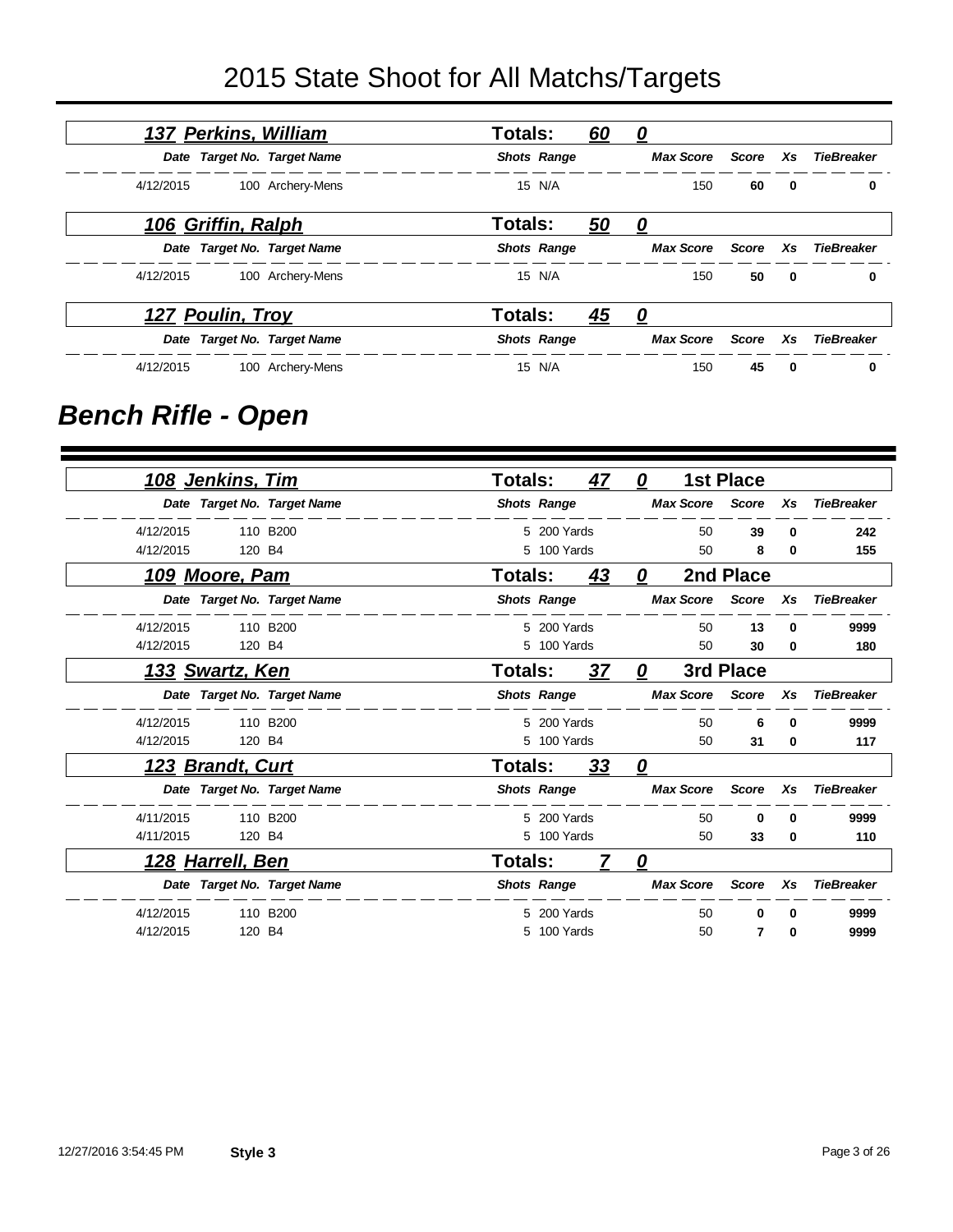# 2015 State Shoot for All Matchs/Targets

### 137 Perkins, William — Totals: 60 — 0

| Date | Target No. | Target Name | Shots | Range | Max Score | Score | Xs | TieBreaker |
|---|---|---|---|---|---|---|---|---|
| 4/12/2015 | 100 | Archery-Mens | 15 | N/A | 150 | **60** | **0** | **0** |

### 106 Griffin, Ralph — Totals: 50 — 0

| Date | Target No. | Target Name | Shots | Range | Max Score | Score | Xs | TieBreaker |
|---|---|---|---|---|---|---|---|---|
| 4/12/2015 | 100 | Archery-Mens | 15 | N/A | 150 | **50** | **0** | **0** |

### 127 Poulin, Troy — Totals: 45 — 0

| Date | Target No. | Target Name | Shots | Range | Max Score | Score | Xs | TieBreaker |
|---|---|---|---|---|---|---|---|---|
| 4/12/2015 | 100 | Archery-Mens | 15 | N/A | 150 | **45** | **0** | **0** |

## Bench Rifle - Open

### 108 Jenkins, Tim — Totals: 47 — 0 — 1st Place

| Date | Target No. | Target Name | Shots | Range | Max Score | Score | Xs | TieBreaker |
|---|---|---|---|---|---|---|---|---|
| 4/12/2015 | 110 | B200 | 5 | 200 Yards | 50 | **39** | **0** | **242** |
| 4/12/2015 | 120 | B4 | 5 | 100 Yards | 50 | **8** | **0** | **155** |

### 109 Moore, Pam — Totals: 43 — 0 — 2nd Place

| Date | Target No. | Target Name | Shots | Range | Max Score | Score | Xs | TieBreaker |
|---|---|---|---|---|---|---|---|---|
| 4/12/2015 | 110 | B200 | 5 | 200 Yards | 50 | **13** | **0** | **9999** |
| 4/12/2015 | 120 | B4 | 5 | 100 Yards | 50 | **30** | **0** | **180** |

### 133 Swartz, Ken — Totals: 37 — 0 — 3rd Place

| Date | Target No. | Target Name | Shots | Range | Max Score | Score | Xs | TieBreaker |
|---|---|---|---|---|---|---|---|---|
| 4/12/2015 | 110 | B200 | 5 | 200 Yards | 50 | **6** | **0** | **9999** |
| 4/12/2015 | 120 | B4 | 5 | 100 Yards | 50 | **31** | **0** | **117** |

### 123 Brandt, Curt — Totals: 33 — 0

| Date | Target No. | Target Name | Shots | Range | Max Score | Score | Xs | TieBreaker |
|---|---|---|---|---|---|---|---|---|
| 4/11/2015 | 110 | B200 | 5 | 200 Yards | 50 | **0** | **0** | **9999** |
| 4/11/2015 | 120 | B4 | 5 | 100 Yards | 50 | **33** | **0** | **110** |

### 128 Harrell, Ben — Totals: 7 — 0

| Date | Target No. | Target Name | Shots | Range | Max Score | Score | Xs | TieBreaker |
|---|---|---|---|---|---|---|---|---|
| 4/12/2015 | 110 | B200 | 5 | 200 Yards | 50 | **0** | **0** | **9999** |
| 4/12/2015 | 120 | B4 | 5 | 100 Yards | 50 | **7** | **0** | **9999** |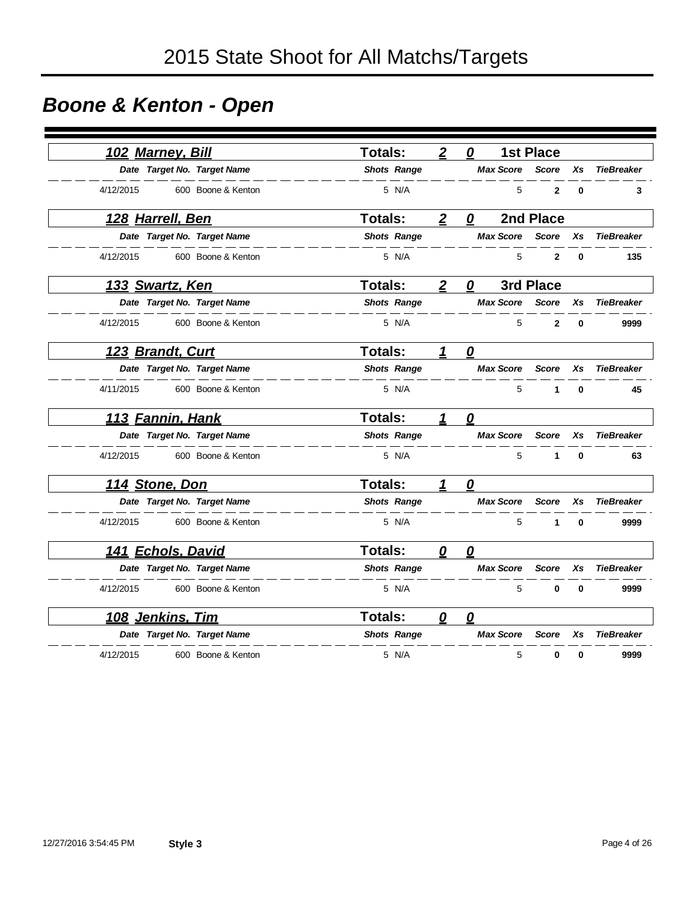# 2015 State Shoot for All Matchs/Targets

## *Boone & Kenton - Open*

### *102 Marney, Bill* — Totals: 2 0 — 1st Place

| Date | Target No. | Target Name | Shots | Range | Max Score | Score | Xs | TieBreaker |
|---|---|---|---|---|---|---|---|---|
| 4/12/2015 | 600 | Boone & Kenton | 5 | N/A | 5 | **2** | **0** | **3** |

### *128 Harrell, Ben* — Totals: 2 0 — 2nd Place

| Date | Target No. | Target Name | Shots | Range | Max Score | Score | Xs | TieBreaker |
|---|---|---|---|---|---|---|---|---|
| 4/12/2015 | 600 | Boone & Kenton | 5 | N/A | 5 | **2** | **0** | **135** |

### *133 Swartz, Ken* — Totals: 2 0 — 3rd Place

| Date | Target No. | Target Name | Shots | Range | Max Score | Score | Xs | TieBreaker |
|---|---|---|---|---|---|---|---|---|
| 4/12/2015 | 600 | Boone & Kenton | 5 | N/A | 5 | **2** | **0** | **9999** |

### *123 Brandt, Curt* — Totals: 1 0

| Date | Target No. | Target Name | Shots | Range | Max Score | Score | Xs | TieBreaker |
|---|---|---|---|---|---|---|---|---|
| 4/11/2015 | 600 | Boone & Kenton | 5 | N/A | 5 | **1** | **0** | **45** |

### *113 Fannin, Hank* — Totals: 1 0

| Date | Target No. | Target Name | Shots | Range | Max Score | Score | Xs | TieBreaker |
|---|---|---|---|---|---|---|---|---|
| 4/12/2015 | 600 | Boone & Kenton | 5 | N/A | 5 | **1** | **0** | **63** |

### *114 Stone, Don* — Totals: 1 0

| Date | Target No. | Target Name | Shots | Range | Max Score | Score | Xs | TieBreaker |
|---|---|---|---|---|---|---|---|---|
| 4/12/2015 | 600 | Boone & Kenton | 5 | N/A | 5 | **1** | **0** | **9999** |

### *141 Echols, David* — Totals: 0 0

| Date | Target No. | Target Name | Shots | Range | Max Score | Score | Xs | TieBreaker |
|---|---|---|---|---|---|---|---|---|
| 4/12/2015 | 600 | Boone & Kenton | 5 | N/A | 5 | **0** | **0** | **9999** |

### *108 Jenkins, Tim* — Totals: 0 0

| Date | Target No. | Target Name | Shots | Range | Max Score | Score | Xs | TieBreaker |
|---|---|---|---|---|---|---|---|---|
| 4/12/2015 | 600 | Boone & Kenton | 5 | N/A | 5 | **0** | **0** | **9999** |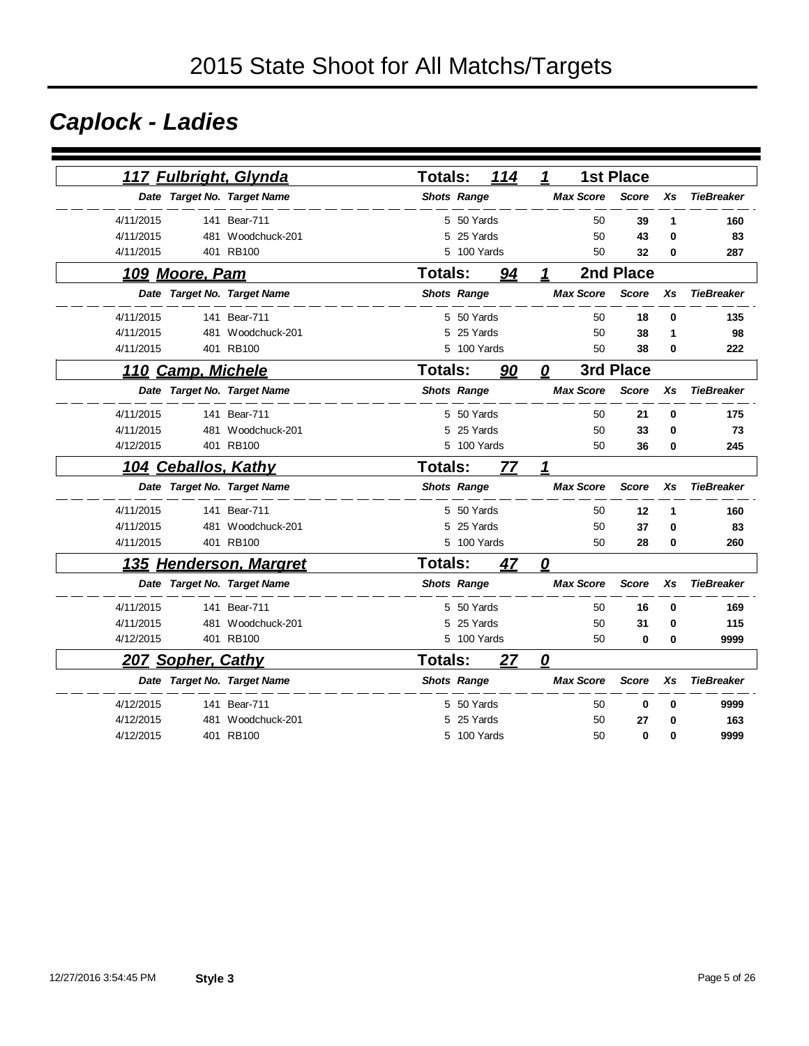# 2015 State Shoot for All Matchs/Targets

## Caplock - Ladies

### 117 Fulbright, Glynda — Totals: 114 — 1 — 1st Place

| Date | Target No. | Target Name | Shots | Range | Max Score | Score | Xs | TieBreaker |
|---|---|---|---|---|---|---|---|---|
| 4/11/2015 | 141 | Bear-711 | 5 | 50 Yards | 50 | **39** | **1** | **160** |
| 4/11/2015 | 481 | Woodchuck-201 | 5 | 25 Yards | 50 | **43** | **0** | **83** |
| 4/11/2015 | 401 | RB100 | 5 | 100 Yards | 50 | **32** | **0** | **287** |

### 109 Moore, Pam — Totals: 94 — 1 — 2nd Place

| Date | Target No. | Target Name | Shots | Range | Max Score | Score | Xs | TieBreaker |
|---|---|---|---|---|---|---|---|---|
| 4/11/2015 | 141 | Bear-711 | 5 | 50 Yards | 50 | **18** | **0** | **135** |
| 4/11/2015 | 481 | Woodchuck-201 | 5 | 25 Yards | 50 | **38** | **1** | **98** |
| 4/11/2015 | 401 | RB100 | 5 | 100 Yards | 50 | **38** | **0** | **222** |

### 110 Camp, Michele — Totals: 90 — 0 — 3rd Place

| Date | Target No. | Target Name | Shots | Range | Max Score | Score | Xs | TieBreaker |
|---|---|---|---|---|---|---|---|---|
| 4/11/2015 | 141 | Bear-711 | 5 | 50 Yards | 50 | **21** | **0** | **175** |
| 4/11/2015 | 481 | Woodchuck-201 | 5 | 25 Yards | 50 | **33** | **0** | **73** |
| 4/12/2015 | 401 | RB100 | 5 | 100 Yards | 50 | **36** | **0** | **245** |

### 104 Ceballos, Kathy — Totals: 77 — 1

| Date | Target No. | Target Name | Shots | Range | Max Score | Score | Xs | TieBreaker |
|---|---|---|---|---|---|---|---|---|
| 4/11/2015 | 141 | Bear-711 | 5 | 50 Yards | 50 | **12** | **1** | **160** |
| 4/11/2015 | 481 | Woodchuck-201 | 5 | 25 Yards | 50 | **37** | **0** | **83** |
| 4/11/2015 | 401 | RB100 | 5 | 100 Yards | 50 | **28** | **0** | **260** |

### 135 Henderson, Margret — Totals: 47 — 0

| Date | Target No. | Target Name | Shots | Range | Max Score | Score | Xs | TieBreaker |
|---|---|---|---|---|---|---|---|---|
| 4/11/2015 | 141 | Bear-711 | 5 | 50 Yards | 50 | **16** | **0** | **169** |
| 4/11/2015 | 481 | Woodchuck-201 | 5 | 25 Yards | 50 | **31** | **0** | **115** |
| 4/12/2015 | 401 | RB100 | 5 | 100 Yards | 50 | **0** | **0** | **9999** |

### 207 Sopher, Cathy — Totals: 27 — 0

| Date | Target No. | Target Name | Shots | Range | Max Score | Score | Xs | TieBreaker |
|---|---|---|---|---|---|---|---|---|
| 4/12/2015 | 141 | Bear-711 | 5 | 50 Yards | 50 | **0** | **0** | **9999** |
| 4/12/2015 | 481 | Woodchuck-201 | 5 | 25 Yards | 50 | **27** | **0** | **163** |
| 4/12/2015 | 401 | RB100 | 5 | 100 Yards | 50 | **0** | **0** | **9999** |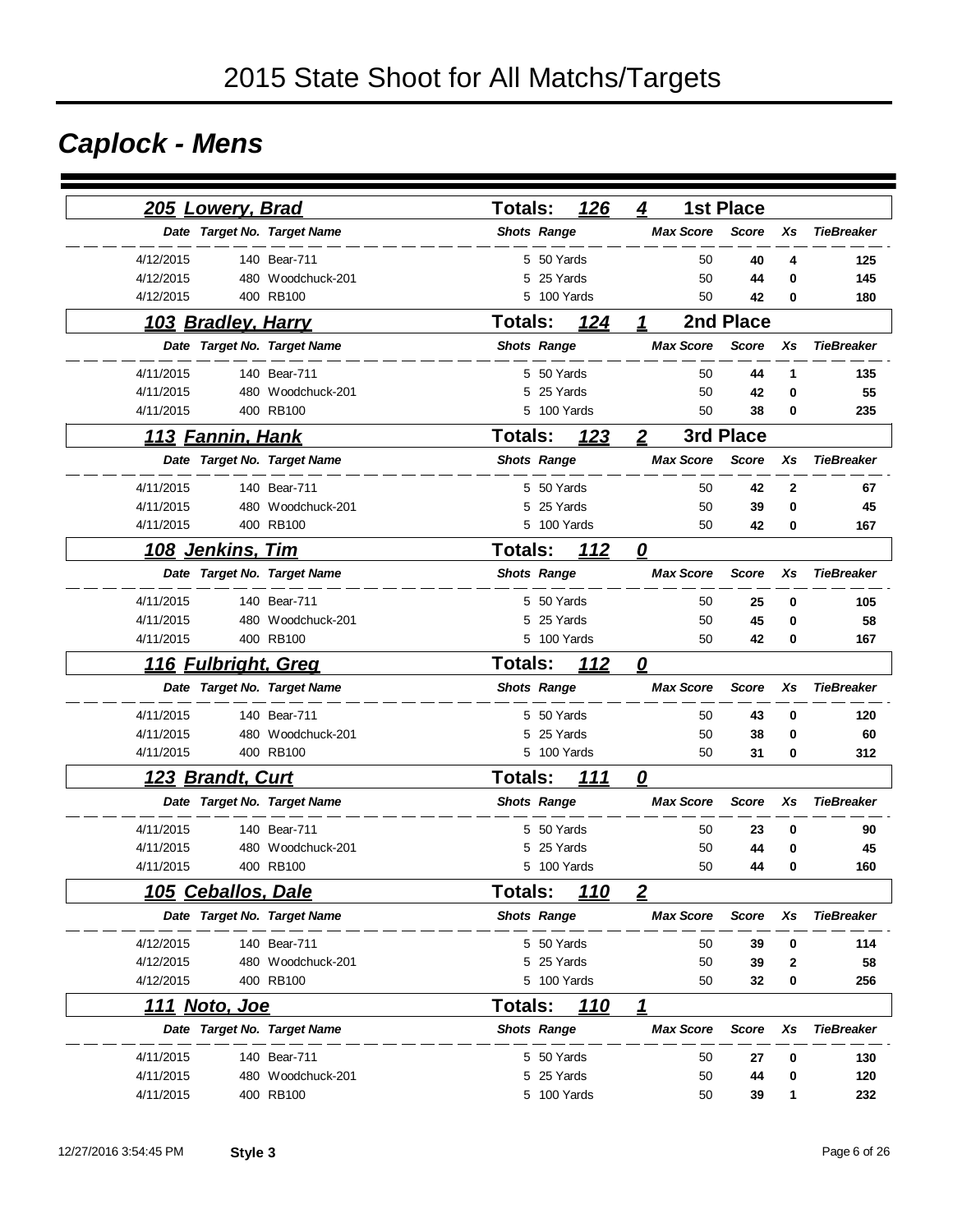# 2015 State Shoot for All Matchs/Targets

## Caplock - Mens

### 205 Lowery, Brad — Totals: 126 — 4 — 1st Place

| Date | Target No. | Target Name | Shots | Range | Max Score | Score | Xs | TieBreaker |
|---|---|---|---|---|---|---|---|---|
| 4/12/2015 | 140 | Bear-711 | 5 | 50 Yards | 50 | 40 | 4 | 125 |
| 4/12/2015 | 480 | Woodchuck-201 | 5 | 25 Yards | 50 | 44 | 0 | 145 |
| 4/12/2015 | 400 | RB100 | 5 | 100 Yards | 50 | 42 | 0 | 180 |

### 103 Bradley, Harry — Totals: 124 — 1 — 2nd Place

| Date | Target No. | Target Name | Shots | Range | Max Score | Score | Xs | TieBreaker |
|---|---|---|---|---|---|---|---|---|
| 4/11/2015 | 140 | Bear-711 | 5 | 50 Yards | 50 | 44 | 1 | 135 |
| 4/11/2015 | 480 | Woodchuck-201 | 5 | 25 Yards | 50 | 42 | 0 | 55 |
| 4/11/2015 | 400 | RB100 | 5 | 100 Yards | 50 | 38 | 0 | 235 |

### 113 Fannin, Hank — Totals: 123 — 2 — 3rd Place

| Date | Target No. | Target Name | Shots | Range | Max Score | Score | Xs | TieBreaker |
|---|---|---|---|---|---|---|---|---|
| 4/11/2015 | 140 | Bear-711 | 5 | 50 Yards | 50 | 42 | 2 | 67 |
| 4/11/2015 | 480 | Woodchuck-201 | 5 | 25 Yards | 50 | 39 | 0 | 45 |
| 4/11/2015 | 400 | RB100 | 5 | 100 Yards | 50 | 42 | 0 | 167 |

### 108 Jenkins, Tim — Totals: 112 — 0

| Date | Target No. | Target Name | Shots | Range | Max Score | Score | Xs | TieBreaker |
|---|---|---|---|---|---|---|---|---|
| 4/11/2015 | 140 | Bear-711 | 5 | 50 Yards | 50 | 25 | 0 | 105 |
| 4/11/2015 | 480 | Woodchuck-201 | 5 | 25 Yards | 50 | 45 | 0 | 58 |
| 4/11/2015 | 400 | RB100 | 5 | 100 Yards | 50 | 42 | 0 | 167 |

### 116 Fulbright, Greg — Totals: 112 — 0

| Date | Target No. | Target Name | Shots | Range | Max Score | Score | Xs | TieBreaker |
|---|---|---|---|---|---|---|---|---|
| 4/11/2015 | 140 | Bear-711 | 5 | 50 Yards | 50 | 43 | 0 | 120 |
| 4/11/2015 | 480 | Woodchuck-201 | 5 | 25 Yards | 50 | 38 | 0 | 60 |
| 4/11/2015 | 400 | RB100 | 5 | 100 Yards | 50 | 31 | 0 | 312 |

### 123 Brandt, Curt — Totals: 111 — 0

| Date | Target No. | Target Name | Shots | Range | Max Score | Score | Xs | TieBreaker |
|---|---|---|---|---|---|---|---|---|
| 4/11/2015 | 140 | Bear-711 | 5 | 50 Yards | 50 | 23 | 0 | 90 |
| 4/11/2015 | 480 | Woodchuck-201 | 5 | 25 Yards | 50 | 44 | 0 | 45 |
| 4/11/2015 | 400 | RB100 | 5 | 100 Yards | 50 | 44 | 0 | 160 |

### 105 Ceballos, Dale — Totals: 110 — 2

| Date | Target No. | Target Name | Shots | Range | Max Score | Score | Xs | TieBreaker |
|---|---|---|---|---|---|---|---|---|
| 4/12/2015 | 140 | Bear-711 | 5 | 50 Yards | 50 | 39 | 0 | 114 |
| 4/12/2015 | 480 | Woodchuck-201 | 5 | 25 Yards | 50 | 39 | 2 | 58 |
| 4/12/2015 | 400 | RB100 | 5 | 100 Yards | 50 | 32 | 0 | 256 |

### 111 Noto, Joe — Totals: 110 — 1

| Date | Target No. | Target Name | Shots | Range | Max Score | Score | Xs | TieBreaker |
|---|---|---|---|---|---|---|---|---|
| 4/11/2015 | 140 | Bear-711 | 5 | 50 Yards | 50 | 27 | 0 | 130 |
| 4/11/2015 | 480 | Woodchuck-201 | 5 | 25 Yards | 50 | 44 | 0 | 120 |
| 4/11/2015 | 400 | RB100 | 5 | 100 Yards | 50 | 39 | 1 | 232 |

12/27/2016 3:54:45 PM **Style 3**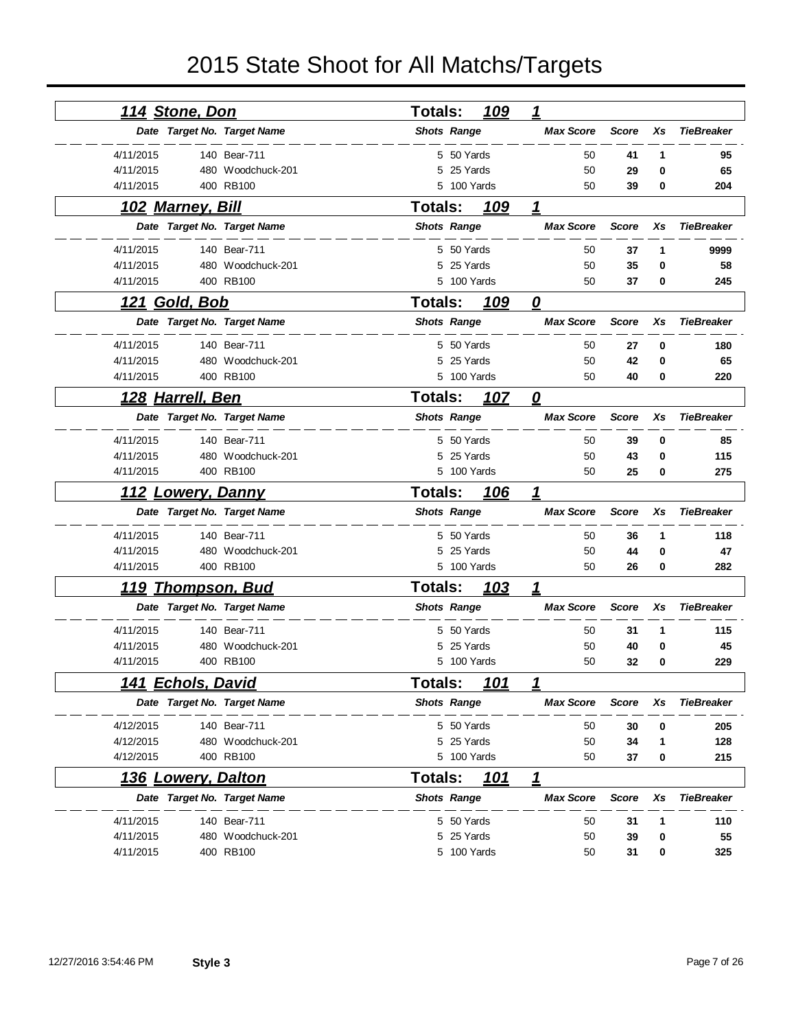# 2015 State Shoot for All Matchs/Targets

## 114 Stone, Don — Totals: 109 — 1

| Date | Target No. | Target Name | Shots | Range | Max Score | Score | Xs | TieBreaker |
|---|---|---|---|---|---|---|---|---|
| 4/11/2015 | 140 | Bear-711 | 5 | 50 Yards | 50 | **41** | **1** | **95** |
| 4/11/2015 | 480 | Woodchuck-201 | 5 | 25 Yards | 50 | **29** | **0** | **65** |
| 4/11/2015 | 400 | RB100 | 5 | 100 Yards | 50 | **39** | **0** | **204** |

## 102 Marney, Bill — Totals: 109 — 1

| Date | Target No. | Target Name | Shots | Range | Max Score | Score | Xs | TieBreaker |
|---|---|---|---|---|---|---|---|---|
| 4/11/2015 | 140 | Bear-711 | 5 | 50 Yards | 50 | **37** | **1** | **9999** |
| 4/11/2015 | 480 | Woodchuck-201 | 5 | 25 Yards | 50 | **35** | **0** | **58** |
| 4/11/2015 | 400 | RB100 | 5 | 100 Yards | 50 | **37** | **0** | **245** |

## 121 Gold, Bob — Totals: 109 — 0

| Date | Target No. | Target Name | Shots | Range | Max Score | Score | Xs | TieBreaker |
|---|---|---|---|---|---|---|---|---|
| 4/11/2015 | 140 | Bear-711 | 5 | 50 Yards | 50 | **27** | **0** | **180** |
| 4/11/2015 | 480 | Woodchuck-201 | 5 | 25 Yards | 50 | **42** | **0** | **65** |
| 4/11/2015 | 400 | RB100 | 5 | 100 Yards | 50 | **40** | **0** | **220** |

## 128 Harrell, Ben — Totals: 107 — 0

| Date | Target No. | Target Name | Shots | Range | Max Score | Score | Xs | TieBreaker |
|---|---|---|---|---|---|---|---|---|
| 4/11/2015 | 140 | Bear-711 | 5 | 50 Yards | 50 | **39** | **0** | **85** |
| 4/11/2015 | 480 | Woodchuck-201 | 5 | 25 Yards | 50 | **43** | **0** | **115** |
| 4/11/2015 | 400 | RB100 | 5 | 100 Yards | 50 | **25** | **0** | **275** |

## 112 Lowery, Danny — Totals: 106 — 1

| Date | Target No. | Target Name | Shots | Range | Max Score | Score | Xs | TieBreaker |
|---|---|---|---|---|---|---|---|---|
| 4/11/2015 | 140 | Bear-711 | 5 | 50 Yards | 50 | **36** | **1** | **118** |
| 4/11/2015 | 480 | Woodchuck-201 | 5 | 25 Yards | 50 | **44** | **0** | **47** |
| 4/11/2015 | 400 | RB100 | 5 | 100 Yards | 50 | **26** | **0** | **282** |

## 119 Thompson, Bud — Totals: 103 — 1

| Date | Target No. | Target Name | Shots | Range | Max Score | Score | Xs | TieBreaker |
|---|---|---|---|---|---|---|---|---|
| 4/11/2015 | 140 | Bear-711 | 5 | 50 Yards | 50 | **31** | **1** | **115** |
| 4/11/2015 | 480 | Woodchuck-201 | 5 | 25 Yards | 50 | **40** | **0** | **45** |
| 4/11/2015 | 400 | RB100 | 5 | 100 Yards | 50 | **32** | **0** | **229** |

## 141 Echols, David — Totals: 101 — 1

| Date | Target No. | Target Name | Shots | Range | Max Score | Score | Xs | TieBreaker |
|---|---|---|---|---|---|---|---|---|
| 4/12/2015 | 140 | Bear-711 | 5 | 50 Yards | 50 | **30** | **0** | **205** |
| 4/12/2015 | 480 | Woodchuck-201 | 5 | 25 Yards | 50 | **34** | **1** | **128** |
| 4/12/2015 | 400 | RB100 | 5 | 100 Yards | 50 | **37** | **0** | **215** |

## 136 Lowery, Dalton — Totals: 101 — 1

| Date | Target No. | Target Name | Shots | Range | Max Score | Score | Xs | TieBreaker |
|---|---|---|---|---|---|---|---|---|
| 4/11/2015 | 140 | Bear-711 | 5 | 50 Yards | 50 | **31** | **1** | **110** |
| 4/11/2015 | 480 | Woodchuck-201 | 5 | 25 Yards | 50 | **39** | **0** | **55** |
| 4/11/2015 | 400 | RB100 | 5 | 100 Yards | 50 | **31** | **0** | **325** |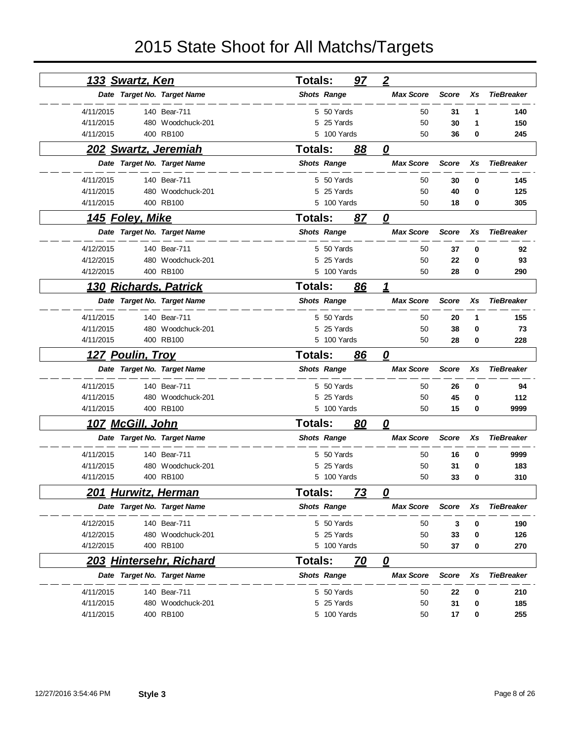# 2015 State Shoot for All Matchs/Targets

## 133 Swartz, Ken — Totals: 97 — 2

| Date | Target No. | Target Name | Shots | Range | Max Score | Score | Xs | TieBreaker |
|---|---|---|---|---|---|---|---|---|
| 4/11/2015 | 140 | Bear-711 | 5 | 50 Yards | 50 | **31** | **1** | **140** |
| 4/11/2015 | 480 | Woodchuck-201 | 5 | 25 Yards | 50 | **30** | **1** | **150** |
| 4/11/2015 | 400 | RB100 | 5 | 100 Yards | 50 | **36** | **0** | **245** |

## 202 Swartz, Jeremiah — Totals: 88 — 0

| Date | Target No. | Target Name | Shots | Range | Max Score | Score | Xs | TieBreaker |
|---|---|---|---|---|---|---|---|---|
| 4/11/2015 | 140 | Bear-711 | 5 | 50 Yards | 50 | **30** | **0** | **145** |
| 4/11/2015 | 480 | Woodchuck-201 | 5 | 25 Yards | 50 | **40** | **0** | **125** |
| 4/11/2015 | 400 | RB100 | 5 | 100 Yards | 50 | **18** | **0** | **305** |

## 145 Foley, Mike — Totals: 87 — 0

| Date | Target No. | Target Name | Shots | Range | Max Score | Score | Xs | TieBreaker |
|---|---|---|---|---|---|---|---|---|
| 4/12/2015 | 140 | Bear-711 | 5 | 50 Yards | 50 | **37** | **0** | **92** |
| 4/12/2015 | 480 | Woodchuck-201 | 5 | 25 Yards | 50 | **22** | **0** | **93** |
| 4/12/2015 | 400 | RB100 | 5 | 100 Yards | 50 | **28** | **0** | **290** |

## 130 Richards, Patrick — Totals: 86 — 1

| Date | Target No. | Target Name | Shots | Range | Max Score | Score | Xs | TieBreaker |
|---|---|---|---|---|---|---|---|---|
| 4/11/2015 | 140 | Bear-711 | 5 | 50 Yards | 50 | **20** | **1** | **155** |
| 4/11/2015 | 480 | Woodchuck-201 | 5 | 25 Yards | 50 | **38** | **0** | **73** |
| 4/11/2015 | 400 | RB100 | 5 | 100 Yards | 50 | **28** | **0** | **228** |

## 127 Poulin, Troy — Totals: 86 — 0

| Date | Target No. | Target Name | Shots | Range | Max Score | Score | Xs | TieBreaker |
|---|---|---|---|---|---|---|---|---|
| 4/11/2015 | 140 | Bear-711 | 5 | 50 Yards | 50 | **26** | **0** | **94** |
| 4/11/2015 | 480 | Woodchuck-201 | 5 | 25 Yards | 50 | **45** | **0** | **112** |
| 4/11/2015 | 400 | RB100 | 5 | 100 Yards | 50 | **15** | **0** | **9999** |

## 107 McGill, John — Totals: 80 — 0

| Date | Target No. | Target Name | Shots | Range | Max Score | Score | Xs | TieBreaker |
|---|---|---|---|---|---|---|---|---|
| 4/11/2015 | 140 | Bear-711 | 5 | 50 Yards | 50 | **16** | **0** | **9999** |
| 4/11/2015 | 480 | Woodchuck-201 | 5 | 25 Yards | 50 | **31** | **0** | **183** |
| 4/11/2015 | 400 | RB100 | 5 | 100 Yards | 50 | **33** | **0** | **310** |

## 201 Hurwitz, Herman — Totals: 73 — 0

| Date | Target No. | Target Name | Shots | Range | Max Score | Score | Xs | TieBreaker |
|---|---|---|---|---|---|---|---|---|
| 4/12/2015 | 140 | Bear-711 | 5 | 50 Yards | 50 | **3** | **0** | **190** |
| 4/12/2015 | 480 | Woodchuck-201 | 5 | 25 Yards | 50 | **33** | **0** | **126** |
| 4/12/2015 | 400 | RB100 | 5 | 100 Yards | 50 | **37** | **0** | **270** |

## 203 Hintersehr, Richard — Totals: 70 — 0

| Date | Target No. | Target Name | Shots | Range | Max Score | Score | Xs | TieBreaker |
|---|---|---|---|---|---|---|---|---|
| 4/11/2015 | 140 | Bear-711 | 5 | 50 Yards | 50 | **22** | **0** | **210** |
| 4/11/2015 | 480 | Woodchuck-201 | 5 | 25 Yards | 50 | **31** | **0** | **185** |
| 4/11/2015 | 400 | RB100 | 5 | 100 Yards | 50 | **17** | **0** | **255** |

12/27/2016 3:54:46 PM **Style 3**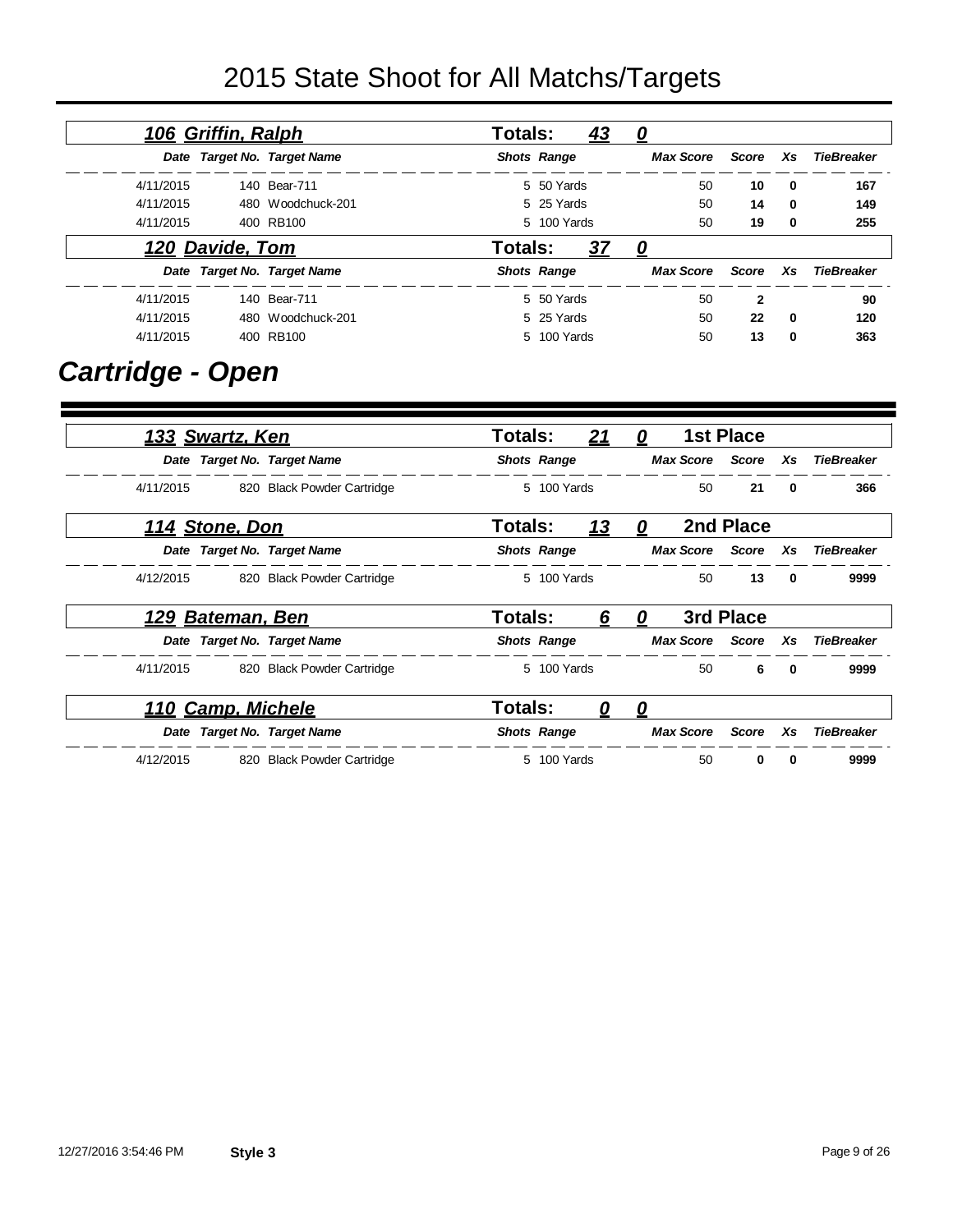# 2015 State Shoot for All Matchs/Targets

### 106 Griffin, Ralph — Totals: 43 0

| Date | Target No. | Target Name | Shots | Range | Max Score | Score | Xs | TieBreaker |
|---|---|---|---|---|---|---|---|---|
| 4/11/2015 | 140 | Bear-711 | 5 | 50 Yards | 50 | 10 | 0 | 167 |
| 4/11/2015 | 480 | Woodchuck-201 | 5 | 25 Yards | 50 | 14 | 0 | 149 |
| 4/11/2015 | 400 | RB100 | 5 | 100 Yards | 50 | 19 | 0 | 255 |

### 120 Davide, Tom — Totals: 37 0

| Date | Target No. | Target Name | Shots | Range | Max Score | Score | Xs | TieBreaker |
|---|---|---|---|---|---|---|---|---|
| 4/11/2015 | 140 | Bear-711 | 5 | 50 Yards | 50 | 2 | | 90 |
| 4/11/2015 | 480 | Woodchuck-201 | 5 | 25 Yards | 50 | 22 | 0 | 120 |
| 4/11/2015 | 400 | RB100 | 5 | 100 Yards | 50 | 13 | 0 | 363 |

## Cartridge - Open

### 133 Swartz, Ken — Totals: 21 0 — 1st Place

| Date | Target No. | Target Name | Shots | Range | Max Score | Score | Xs | TieBreaker |
|---|---|---|---|---|---|---|---|---|
| 4/11/2015 | 820 | Black Powder Cartridge | 5 | 100 Yards | 50 | 21 | 0 | 366 |

### 114 Stone, Don — Totals: 13 0 — 2nd Place

| Date | Target No. | Target Name | Shots | Range | Max Score | Score | Xs | TieBreaker |
|---|---|---|---|---|---|---|---|---|
| 4/12/2015 | 820 | Black Powder Cartridge | 5 | 100 Yards | 50 | 13 | 0 | 9999 |

### 129 Bateman, Ben — Totals: 6 0 — 3rd Place

| Date | Target No. | Target Name | Shots | Range | Max Score | Score | Xs | TieBreaker |
|---|---|---|---|---|---|---|---|---|
| 4/11/2015 | 820 | Black Powder Cartridge | 5 | 100 Yards | 50 | 6 | 0 | 9999 |

### 110 Camp, Michele — Totals: 0 0

| Date | Target No. | Target Name | Shots | Range | Max Score | Score | Xs | TieBreaker |
|---|---|---|---|---|---|---|---|---|
| 4/12/2015 | 820 | Black Powder Cartridge | 5 | 100 Yards | 50 | 0 | 0 | 9999 |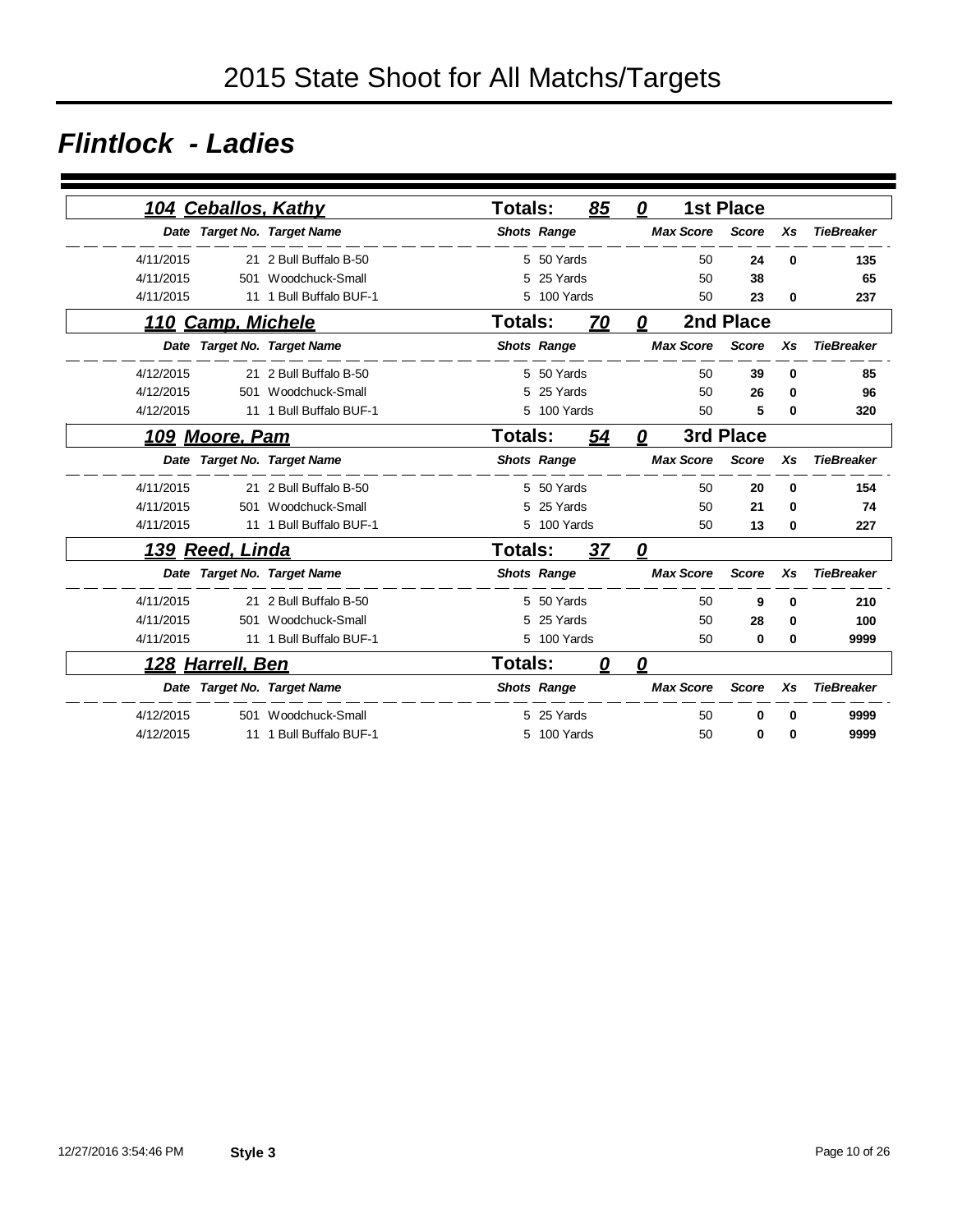# 2015 State Shoot for All Matchs/Targets

## Flintlock - Ladies

### 104 Ceballos, Kathy — Totals: 85 0 — 1st Place

| Date | Target No. | Target Name | Shots | Range | Max Score | Score | Xs | TieBreaker |
|---|---|---|---|---|---|---|---|---|
| 4/11/2015 | 21 | 2 Bull Buffalo B-50 | 5 | 50 Yards | 50 | 24 | 0 | 135 |
| 4/11/2015 | 501 | Woodchuck-Small | 5 | 25 Yards | 50 | 38 | | 65 |
| 4/11/2015 | 11 | 1 Bull Buffalo BUF-1 | 5 | 100 Yards | 50 | 23 | 0 | 237 |

### 110 Camp, Michele — Totals: 70 0 — 2nd Place

| Date | Target No. | Target Name | Shots | Range | Max Score | Score | Xs | TieBreaker |
|---|---|---|---|---|---|---|---|---|
| 4/12/2015 | 21 | 2 Bull Buffalo B-50 | 5 | 50 Yards | 50 | 39 | 0 | 85 |
| 4/12/2015 | 501 | Woodchuck-Small | 5 | 25 Yards | 50 | 26 | 0 | 96 |
| 4/12/2015 | 11 | 1 Bull Buffalo BUF-1 | 5 | 100 Yards | 50 | 5 | 0 | 320 |

### 109 Moore, Pam — Totals: 54 0 — 3rd Place

| Date | Target No. | Target Name | Shots | Range | Max Score | Score | Xs | TieBreaker |
|---|---|---|---|---|---|---|---|---|
| 4/11/2015 | 21 | 2 Bull Buffalo B-50 | 5 | 50 Yards | 50 | 20 | 0 | 154 |
| 4/11/2015 | 501 | Woodchuck-Small | 5 | 25 Yards | 50 | 21 | 0 | 74 |
| 4/11/2015 | 11 | 1 Bull Buffalo BUF-1 | 5 | 100 Yards | 50 | 13 | 0 | 227 |

### 139 Reed, Linda — Totals: 37 0

| Date | Target No. | Target Name | Shots | Range | Max Score | Score | Xs | TieBreaker |
|---|---|---|---|---|---|---|---|---|
| 4/11/2015 | 21 | 2 Bull Buffalo B-50 | 5 | 50 Yards | 50 | 9 | 0 | 210 |
| 4/11/2015 | 501 | Woodchuck-Small | 5 | 25 Yards | 50 | 28 | 0 | 100 |
| 4/11/2015 | 11 | 1 Bull Buffalo BUF-1 | 5 | 100 Yards | 50 | 0 | 0 | 9999 |

### 128 Harrell, Ben — Totals: 0 0

| Date | Target No. | Target Name | Shots | Range | Max Score | Score | Xs | TieBreaker |
|---|---|---|---|---|---|---|---|---|
| 4/12/2015 | 501 | Woodchuck-Small | 5 | 25 Yards | 50 | 0 | 0 | 9999 |
| 4/12/2015 | 11 | 1 Bull Buffalo BUF-1 | 5 | 100 Yards | 50 | 0 | 0 | 9999 |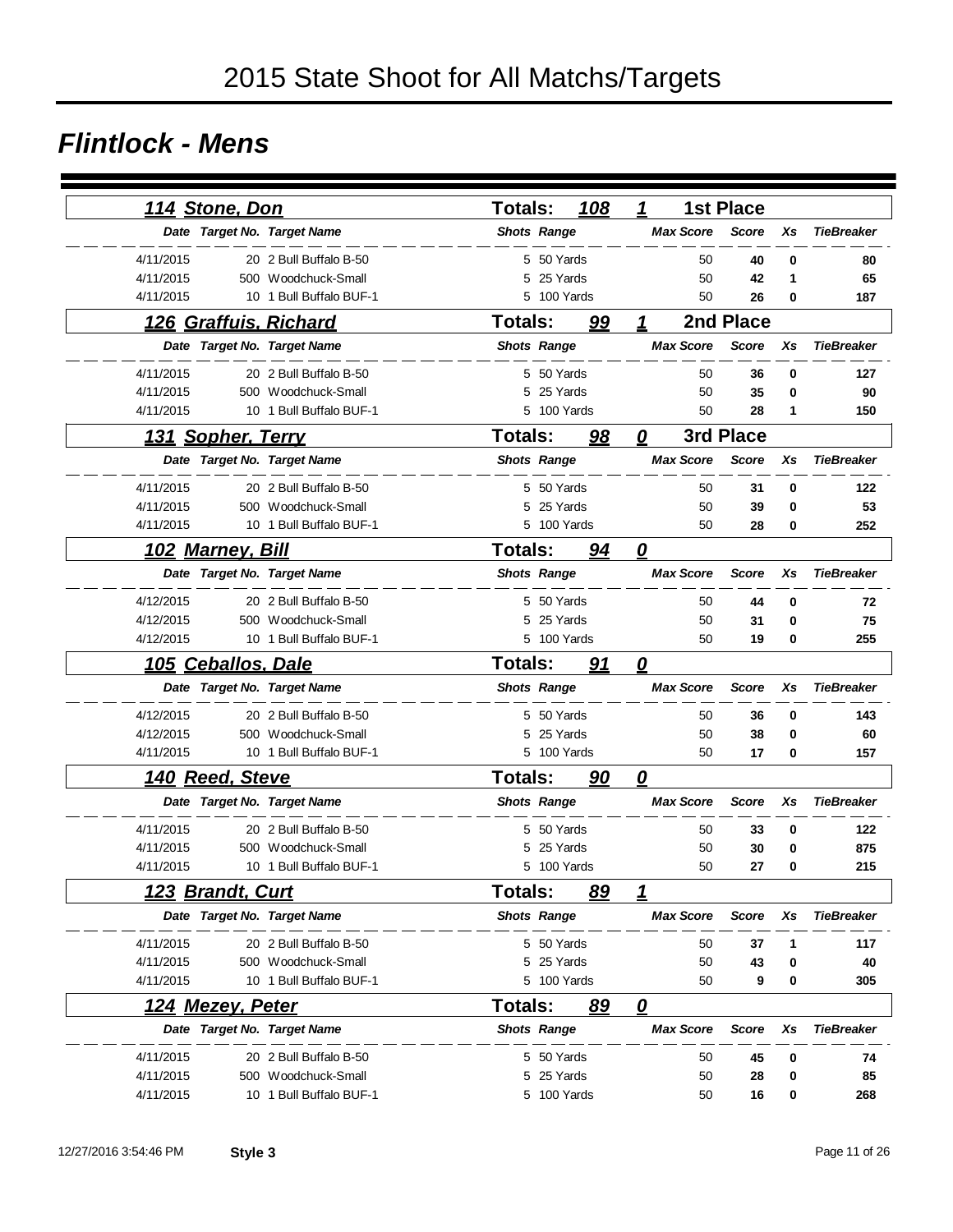# 2015 State Shoot for All Matchs/Targets

## Flintlock - Mens

### 114 Stone, Don — Totals: 108 — 1 — 1st Place

| Date | Target No. | Target Name | Shots | Range | Max Score | Score | Xs | TieBreaker |
|---|---|---|---|---|---|---|---|---|
| 4/11/2015 | 20 | 2 Bull Buffalo B-50 | 5 | 50 Yards | 50 | **40** | **0** | **80** |
| 4/11/2015 | 500 | Woodchuck-Small | 5 | 25 Yards | 50 | **42** | **1** | **65** |
| 4/11/2015 | 10 | 1 Bull Buffalo BUF-1 | 5 | 100 Yards | 50 | **26** | **0** | **187** |

### 126 Graffuis, Richard — Totals: 99 — 1 — 2nd Place

| Date | Target No. | Target Name | Shots | Range | Max Score | Score | Xs | TieBreaker |
|---|---|---|---|---|---|---|---|---|
| 4/11/2015 | 20 | 2 Bull Buffalo B-50 | 5 | 50 Yards | 50 | **36** | **0** | **127** |
| 4/11/2015 | 500 | Woodchuck-Small | 5 | 25 Yards | 50 | **35** | **0** | **90** |
| 4/11/2015 | 10 | 1 Bull Buffalo BUF-1 | 5 | 100 Yards | 50 | **28** | **1** | **150** |

### 131 Sopher, Terry — Totals: 98 — 0 — 3rd Place

| Date | Target No. | Target Name | Shots | Range | Max Score | Score | Xs | TieBreaker |
|---|---|---|---|---|---|---|---|---|
| 4/11/2015 | 20 | 2 Bull Buffalo B-50 | 5 | 50 Yards | 50 | **31** | **0** | **122** |
| 4/11/2015 | 500 | Woodchuck-Small | 5 | 25 Yards | 50 | **39** | **0** | **53** |
| 4/11/2015 | 10 | 1 Bull Buffalo BUF-1 | 5 | 100 Yards | 50 | **28** | **0** | **252** |

### 102 Marney, Bill — Totals: 94 — 0

| Date | Target No. | Target Name | Shots | Range | Max Score | Score | Xs | TieBreaker |
|---|---|---|---|---|---|---|---|---|
| 4/12/2015 | 20 | 2 Bull Buffalo B-50 | 5 | 50 Yards | 50 | **44** | **0** | **72** |
| 4/12/2015 | 500 | Woodchuck-Small | 5 | 25 Yards | 50 | **31** | **0** | **75** |
| 4/12/2015 | 10 | 1 Bull Buffalo BUF-1 | 5 | 100 Yards | 50 | **19** | **0** | **255** |

### 105 Ceballos, Dale — Totals: 91 — 0

| Date | Target No. | Target Name | Shots | Range | Max Score | Score | Xs | TieBreaker |
|---|---|---|---|---|---|---|---|---|
| 4/12/2015 | 20 | 2 Bull Buffalo B-50 | 5 | 50 Yards | 50 | **36** | **0** | **143** |
| 4/12/2015 | 500 | Woodchuck-Small | 5 | 25 Yards | 50 | **38** | **0** | **60** |
| 4/11/2015 | 10 | 1 Bull Buffalo BUF-1 | 5 | 100 Yards | 50 | **17** | **0** | **157** |

### 140 Reed, Steve — Totals: 90 — 0

| Date | Target No. | Target Name | Shots | Range | Max Score | Score | Xs | TieBreaker |
|---|---|---|---|---|---|---|---|---|
| 4/11/2015 | 20 | 2 Bull Buffalo B-50 | 5 | 50 Yards | 50 | **33** | **0** | **122** |
| 4/11/2015 | 500 | Woodchuck-Small | 5 | 25 Yards | 50 | **30** | **0** | **875** |
| 4/11/2015 | 10 | 1 Bull Buffalo BUF-1 | 5 | 100 Yards | 50 | **27** | **0** | **215** |

### 123 Brandt, Curt — Totals: 89 — 1

| Date | Target No. | Target Name | Shots | Range | Max Score | Score | Xs | TieBreaker |
|---|---|---|---|---|---|---|---|---|
| 4/11/2015 | 20 | 2 Bull Buffalo B-50 | 5 | 50 Yards | 50 | **37** | **1** | **117** |
| 4/11/2015 | 500 | Woodchuck-Small | 5 | 25 Yards | 50 | **43** | **0** | **40** |
| 4/11/2015 | 10 | 1 Bull Buffalo BUF-1 | 5 | 100 Yards | 50 | **9** | **0** | **305** |

### 124 Mezey, Peter — Totals: 89 — 0

| Date | Target No. | Target Name | Shots | Range | Max Score | Score | Xs | TieBreaker |
|---|---|---|---|---|---|---|---|---|
| 4/11/2015 | 20 | 2 Bull Buffalo B-50 | 5 | 50 Yards | 50 | **45** | **0** | **74** |
| 4/11/2015 | 500 | Woodchuck-Small | 5 | 25 Yards | 50 | **28** | **0** | **85** |
| 4/11/2015 | 10 | 1 Bull Buffalo BUF-1 | 5 | 100 Yards | 50 | **16** | **0** | **268** |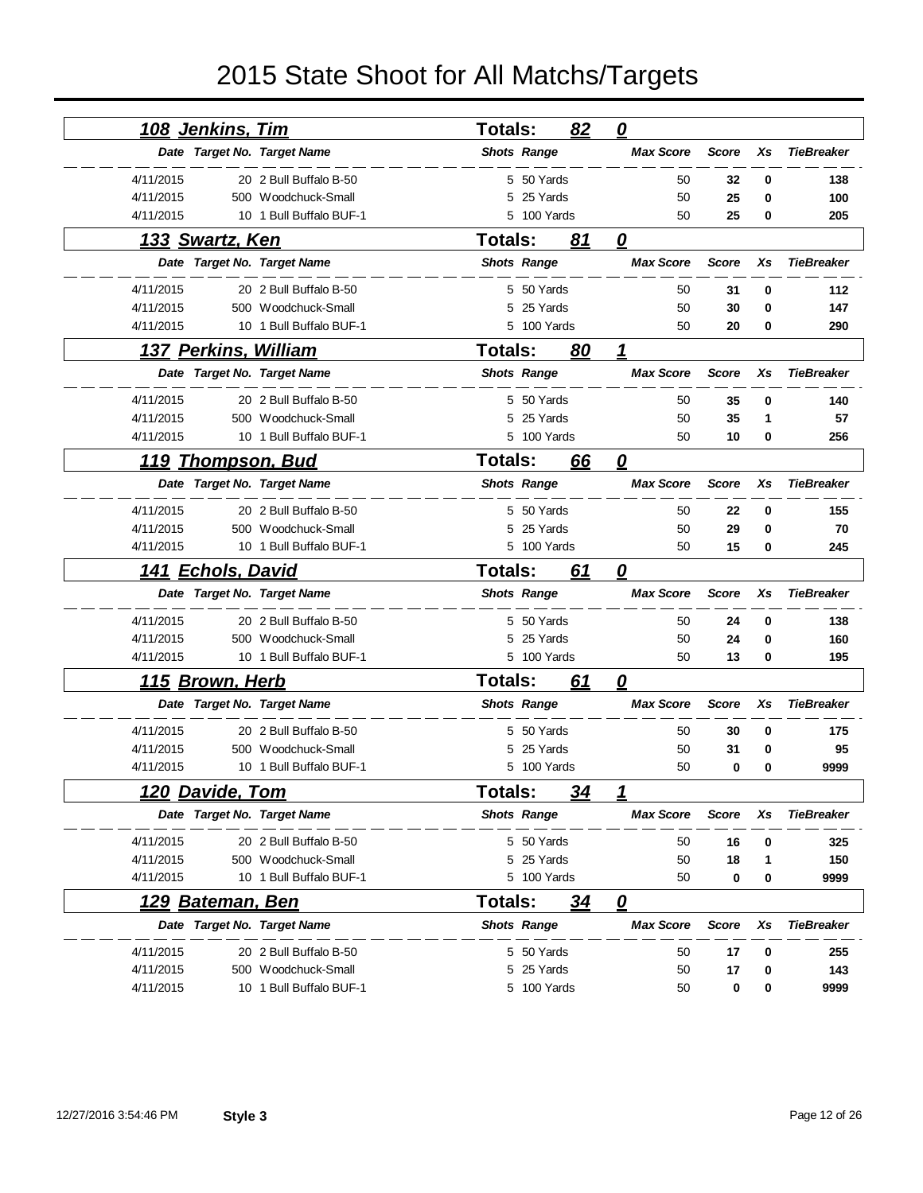# 2015 State Shoot for All Matchs/Targets

## 108 Jenkins, Tim — Totals: 82 0

| Date | Target No. | Target Name | Shots | Range | Max Score | Score | Xs | TieBreaker |
|---|---|---|---|---|---|---|---|---|
| 4/11/2015 | 20 | 2 Bull Buffalo B-50 | 5 | 50 Yards | 50 | 32 | 0 | 138 |
| 4/11/2015 | 500 | Woodchuck-Small | 5 | 25 Yards | 50 | 25 | 0 | 100 |
| 4/11/2015 | 10 | 1 Bull Buffalo BUF-1 | 5 | 100 Yards | 50 | 25 | 0 | 205 |

## 133 Swartz, Ken — Totals: 81 0

| Date | Target No. | Target Name | Shots | Range | Max Score | Score | Xs | TieBreaker |
|---|---|---|---|---|---|---|---|---|
| 4/11/2015 | 20 | 2 Bull Buffalo B-50 | 5 | 50 Yards | 50 | 31 | 0 | 112 |
| 4/11/2015 | 500 | Woodchuck-Small | 5 | 25 Yards | 50 | 30 | 0 | 147 |
| 4/11/2015 | 10 | 1 Bull Buffalo BUF-1 | 5 | 100 Yards | 50 | 20 | 0 | 290 |

## 137 Perkins, William — Totals: 80 1

| Date | Target No. | Target Name | Shots | Range | Max Score | Score | Xs | TieBreaker |
|---|---|---|---|---|---|---|---|---|
| 4/11/2015 | 20 | 2 Bull Buffalo B-50 | 5 | 50 Yards | 50 | 35 | 0 | 140 |
| 4/11/2015 | 500 | Woodchuck-Small | 5 | 25 Yards | 50 | 35 | 1 | 57 |
| 4/11/2015 | 10 | 1 Bull Buffalo BUF-1 | 5 | 100 Yards | 50 | 10 | 0 | 256 |

## 119 Thompson, Bud — Totals: 66 0

| Date | Target No. | Target Name | Shots | Range | Max Score | Score | Xs | TieBreaker |
|---|---|---|---|---|---|---|---|---|
| 4/11/2015 | 20 | 2 Bull Buffalo B-50 | 5 | 50 Yards | 50 | 22 | 0 | 155 |
| 4/11/2015 | 500 | Woodchuck-Small | 5 | 25 Yards | 50 | 29 | 0 | 70 |
| 4/11/2015 | 10 | 1 Bull Buffalo BUF-1 | 5 | 100 Yards | 50 | 15 | 0 | 245 |

## 141 Echols, David — Totals: 61 0

| Date | Target No. | Target Name | Shots | Range | Max Score | Score | Xs | TieBreaker |
|---|---|---|---|---|---|---|---|---|
| 4/11/2015 | 20 | 2 Bull Buffalo B-50 | 5 | 50 Yards | 50 | 24 | 0 | 138 |
| 4/11/2015 | 500 | Woodchuck-Small | 5 | 25 Yards | 50 | 24 | 0 | 160 |
| 4/11/2015 | 10 | 1 Bull Buffalo BUF-1 | 5 | 100 Yards | 50 | 13 | 0 | 195 |

## 115 Brown, Herb — Totals: 61 0

| Date | Target No. | Target Name | Shots | Range | Max Score | Score | Xs | TieBreaker |
|---|---|---|---|---|---|---|---|---|
| 4/11/2015 | 20 | 2 Bull Buffalo B-50 | 5 | 50 Yards | 50 | 30 | 0 | 175 |
| 4/11/2015 | 500 | Woodchuck-Small | 5 | 25 Yards | 50 | 31 | 0 | 95 |
| 4/11/2015 | 10 | 1 Bull Buffalo BUF-1 | 5 | 100 Yards | 50 | 0 | 0 | 9999 |

## 120 Davide, Tom — Totals: 34 1

| Date | Target No. | Target Name | Shots | Range | Max Score | Score | Xs | TieBreaker |
|---|---|---|---|---|---|---|---|---|
| 4/11/2015 | 20 | 2 Bull Buffalo B-50 | 5 | 50 Yards | 50 | 16 | 0 | 325 |
| 4/11/2015 | 500 | Woodchuck-Small | 5 | 25 Yards | 50 | 18 | 1 | 150 |
| 4/11/2015 | 10 | 1 Bull Buffalo BUF-1 | 5 | 100 Yards | 50 | 0 | 0 | 9999 |

## 129 Bateman, Ben — Totals: 34 0

| Date | Target No. | Target Name | Shots | Range | Max Score | Score | Xs | TieBreaker |
|---|---|---|---|---|---|---|---|---|
| 4/11/2015 | 20 | 2 Bull Buffalo B-50 | 5 | 50 Yards | 50 | 17 | 0 | 255 |
| 4/11/2015 | 500 | Woodchuck-Small | 5 | 25 Yards | 50 | 17 | 0 | 143 |
| 4/11/2015 | 10 | 1 Bull Buffalo BUF-1 | 5 | 100 Yards | 50 | 0 | 0 | 9999 |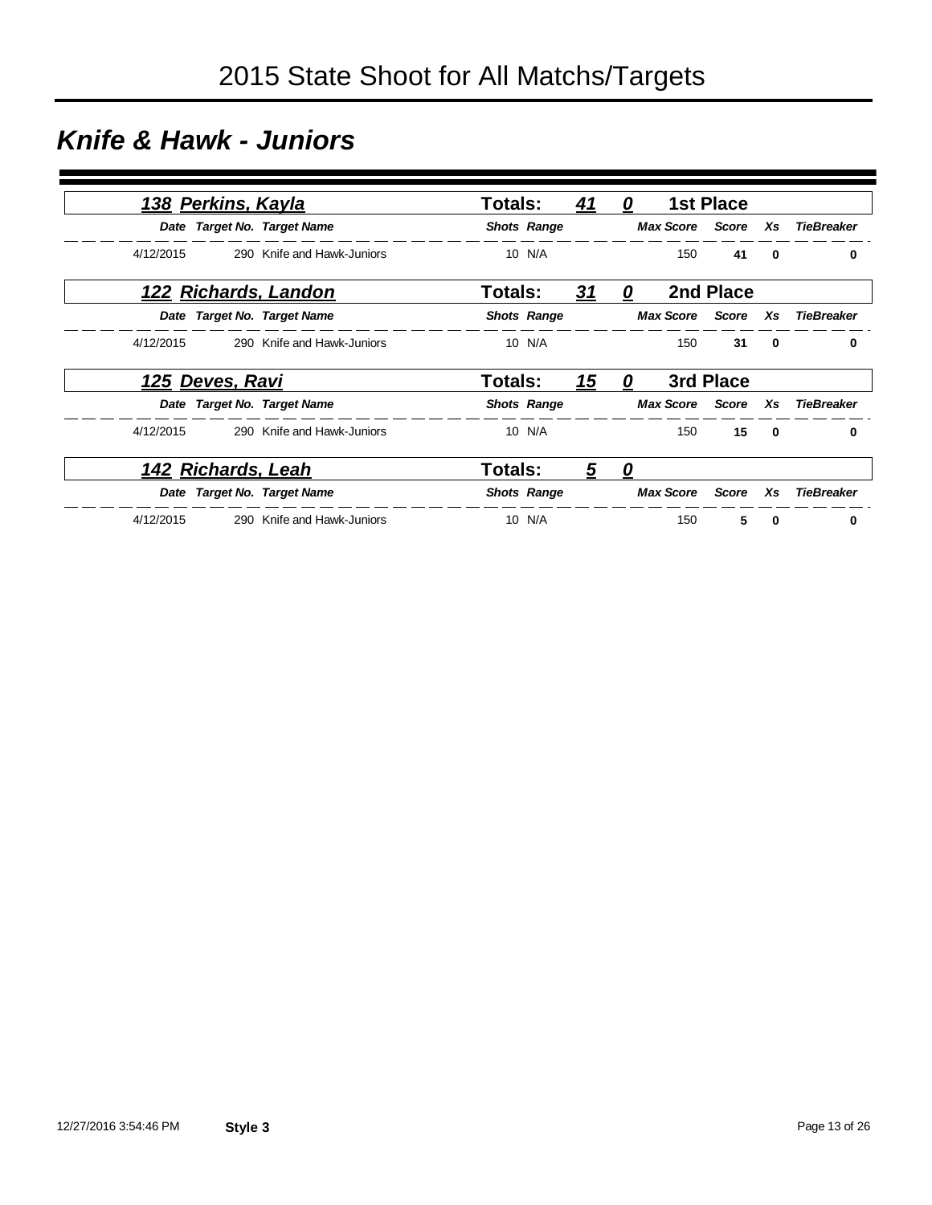# 2015 State Shoot for All Matchs/Targets

## Knife & Hawk - Juniors

### 138 Perkins, Kayla — Totals: 41, 0 — 1st Place

| Date | Target No. | Target Name | Shots | Range | Max Score | Score | Xs | TieBreaker |
|---|---|---|---|---|---|---|---|---|
| 4/12/2015 | 290 | Knife and Hawk-Juniors | 10 | N/A | 150 | **41** | **0** | **0** |

### 122 Richards, Landon — Totals: 31, 0 — 2nd Place

| Date | Target No. | Target Name | Shots | Range | Max Score | Score | Xs | TieBreaker |
|---|---|---|---|---|---|---|---|---|
| 4/12/2015 | 290 | Knife and Hawk-Juniors | 10 | N/A | 150 | **31** | **0** | **0** |

### 125 Deves, Ravi — Totals: 15, 0 — 3rd Place

| Date | Target No. | Target Name | Shots | Range | Max Score | Score | Xs | TieBreaker |
|---|---|---|---|---|---|---|---|---|
| 4/12/2015 | 290 | Knife and Hawk-Juniors | 10 | N/A | 150 | **15** | **0** | **0** |

### 142 Richards, Leah — Totals: 5, 0

| Date | Target No. | Target Name | Shots | Range | Max Score | Score | Xs | TieBreaker |
|---|---|---|---|---|---|---|---|---|
| 4/12/2015 | 290 | Knife and Hawk-Juniors | 10 | N/A | 150 | **5** | **0** | **0** |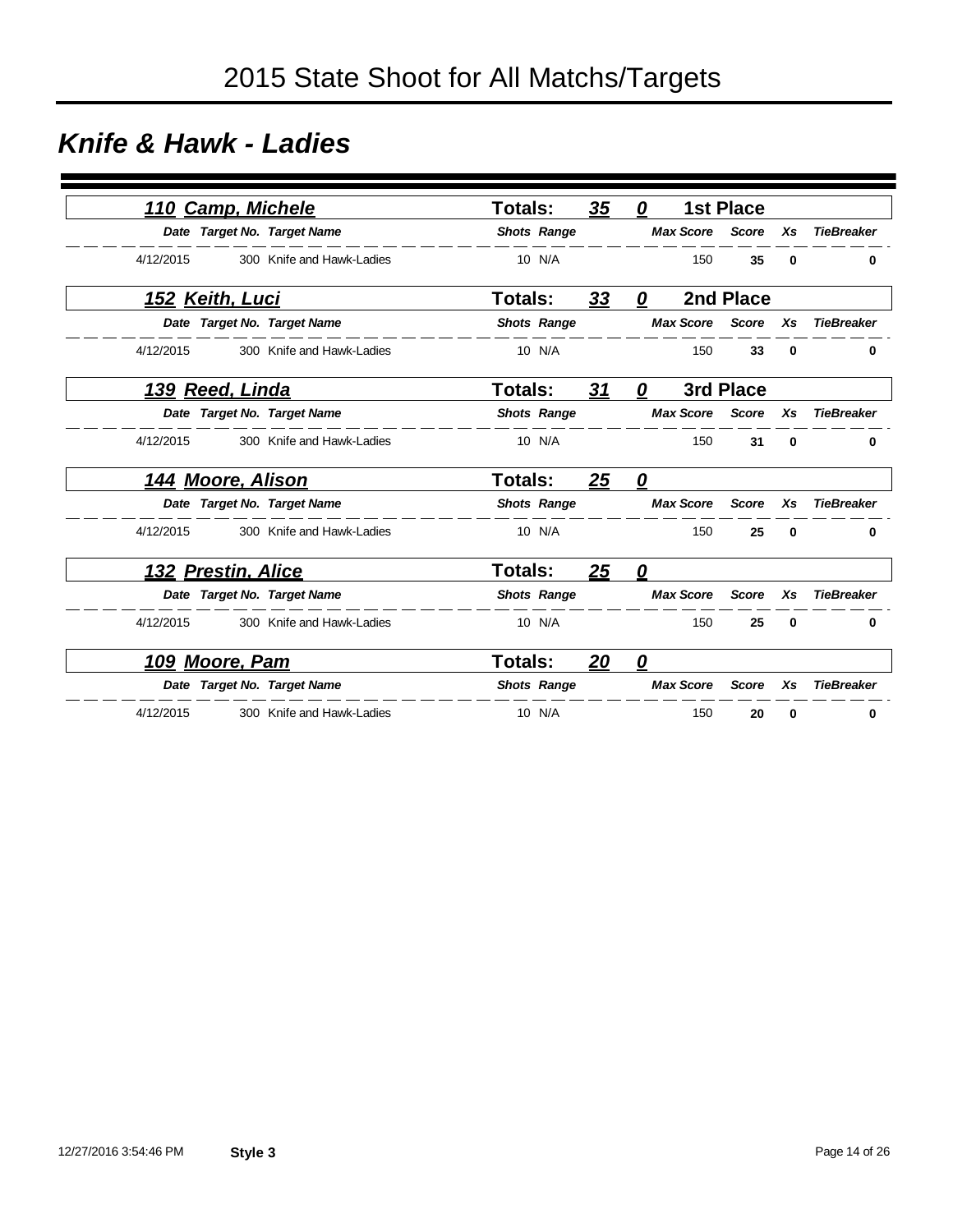# 2015 State Shoot for All Matchs/Targets

## *Knife & Hawk - Ladies*

### *110 Camp, Michele* — Totals: 35 — 0 — 1st Place

| Date | Target No. | Target Name | Shots | Range | Max Score | Score | Xs | TieBreaker |
|---|---|---|---|---|---|---|---|---|
| 4/12/2015 | 300 | Knife and Hawk-Ladies | 10 | N/A | 150 | **35** | **0** | **0** |

### *152 Keith, Luci* — Totals: 33 — 0 — 2nd Place

| Date | Target No. | Target Name | Shots | Range | Max Score | Score | Xs | TieBreaker |
|---|---|---|---|---|---|---|---|---|
| 4/12/2015 | 300 | Knife and Hawk-Ladies | 10 | N/A | 150 | **33** | **0** | **0** |

### *139 Reed, Linda* — Totals: 31 — 0 — 3rd Place

| Date | Target No. | Target Name | Shots | Range | Max Score | Score | Xs | TieBreaker |
|---|---|---|---|---|---|---|---|---|
| 4/12/2015 | 300 | Knife and Hawk-Ladies | 10 | N/A | 150 | **31** | **0** | **0** |

### *144 Moore, Alison* — Totals: 25 — 0

| Date | Target No. | Target Name | Shots | Range | Max Score | Score | Xs | TieBreaker |
|---|---|---|---|---|---|---|---|---|
| 4/12/2015 | 300 | Knife and Hawk-Ladies | 10 | N/A | 150 | **25** | **0** | **0** |

### *132 Prestin, Alice* — Totals: 25 — 0

| Date | Target No. | Target Name | Shots | Range | Max Score | Score | Xs | TieBreaker |
|---|---|---|---|---|---|---|---|---|
| 4/12/2015 | 300 | Knife and Hawk-Ladies | 10 | N/A | 150 | **25** | **0** | **0** |

### *109 Moore, Pam* — Totals: 20 — 0

| Date | Target No. | Target Name | Shots | Range | Max Score | Score | Xs | TieBreaker |
|---|---|---|---|---|---|---|---|---|
| 4/12/2015 | 300 | Knife and Hawk-Ladies | 10 | N/A | 150 | **20** | **0** | **0** |

12/27/2016 3:54:46 PM **Style 3**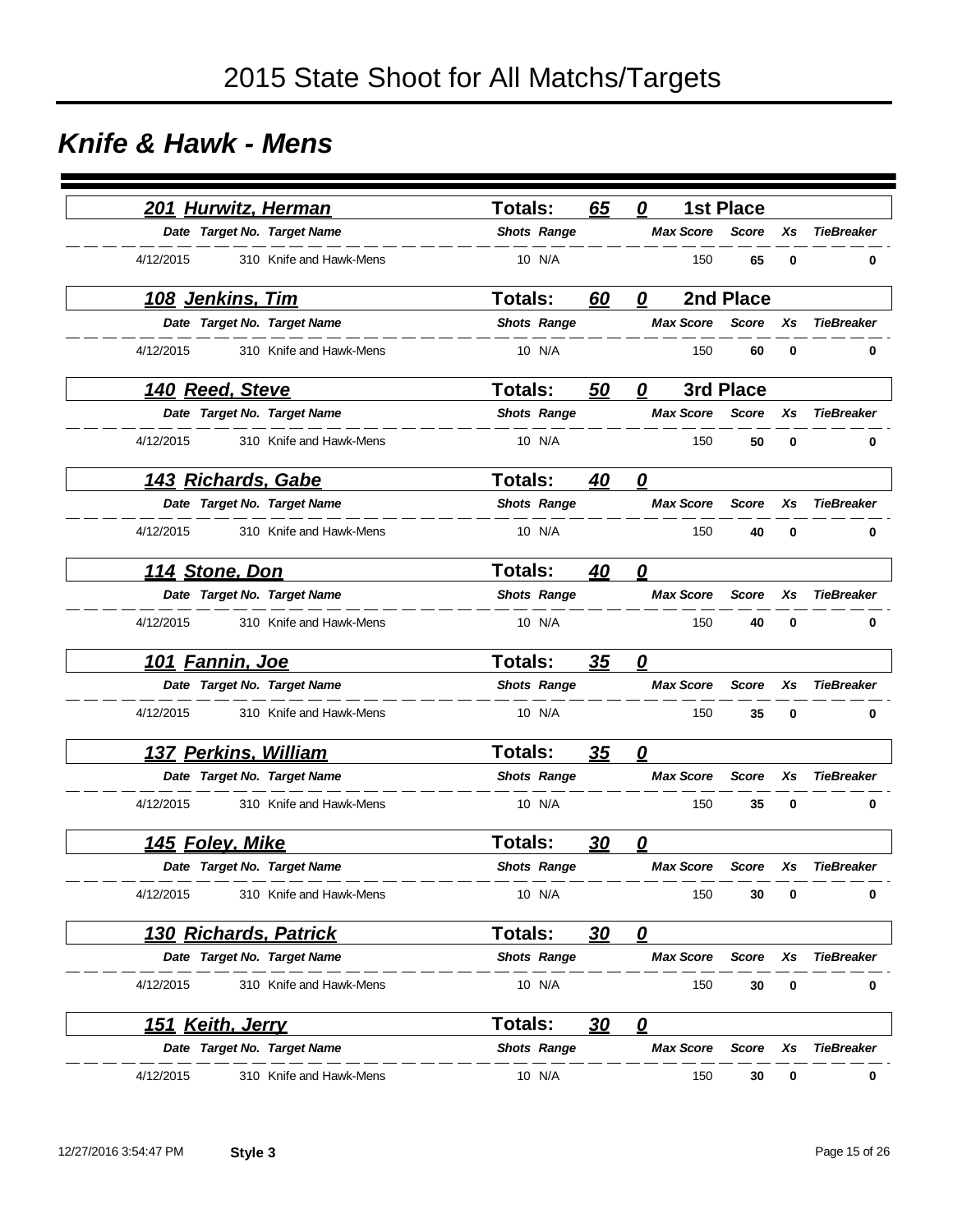# 2015 State Shoot for All Matchs/Targets

## *Knife & Hawk - Mens*

### *201 Hurwitz, Herman* — Totals: 65 0 — 1st Place

| Date | Target No. | Target Name | Shots | Range | Max Score | Score | Xs | TieBreaker |
|---|---|---|---|---|---|---|---|---|
| 4/12/2015 | 310 | Knife and Hawk-Mens | 10 | N/A | 150 | **65** | **0** | **0** |

### *108 Jenkins, Tim* — Totals: 60 0 — 2nd Place

| Date | Target No. | Target Name | Shots | Range | Max Score | Score | Xs | TieBreaker |
|---|---|---|---|---|---|---|---|---|
| 4/12/2015 | 310 | Knife and Hawk-Mens | 10 | N/A | 150 | **60** | **0** | **0** |

### *140 Reed, Steve* — Totals: 50 0 — 3rd Place

| Date | Target No. | Target Name | Shots | Range | Max Score | Score | Xs | TieBreaker |
|---|---|---|---|---|---|---|---|---|
| 4/12/2015 | 310 | Knife and Hawk-Mens | 10 | N/A | 150 | **50** | **0** | **0** |

### *143 Richards, Gabe* — Totals: 40 0

| Date | Target No. | Target Name | Shots | Range | Max Score | Score | Xs | TieBreaker |
|---|---|---|---|---|---|---|---|---|
| 4/12/2015 | 310 | Knife and Hawk-Mens | 10 | N/A | 150 | **40** | **0** | **0** |

### *114 Stone, Don* — Totals: 40 0

| Date | Target No. | Target Name | Shots | Range | Max Score | Score | Xs | TieBreaker |
|---|---|---|---|---|---|---|---|---|
| 4/12/2015 | 310 | Knife and Hawk-Mens | 10 | N/A | 150 | **40** | **0** | **0** |

### *101 Fannin, Joe* — Totals: 35 0

| Date | Target No. | Target Name | Shots | Range | Max Score | Score | Xs | TieBreaker |
|---|---|---|---|---|---|---|---|---|
| 4/12/2015 | 310 | Knife and Hawk-Mens | 10 | N/A | 150 | **35** | **0** | **0** |

### *137 Perkins, William* — Totals: 35 0

| Date | Target No. | Target Name | Shots | Range | Max Score | Score | Xs | TieBreaker |
|---|---|---|---|---|---|---|---|---|
| 4/12/2015 | 310 | Knife and Hawk-Mens | 10 | N/A | 150 | **35** | **0** | **0** |

### *145 Foley, Mike* — Totals: 30 0

| Date | Target No. | Target Name | Shots | Range | Max Score | Score | Xs | TieBreaker |
|---|---|---|---|---|---|---|---|---|
| 4/12/2015 | 310 | Knife and Hawk-Mens | 10 | N/A | 150 | **30** | **0** | **0** |

### *130 Richards, Patrick* — Totals: 30 0

| Date | Target No. | Target Name | Shots | Range | Max Score | Score | Xs | TieBreaker |
|---|---|---|---|---|---|---|---|---|
| 4/12/2015 | 310 | Knife and Hawk-Mens | 10 | N/A | 150 | **30** | **0** | **0** |

### *151 Keith, Jerry* — Totals: 30 0

| Date | Target No. | Target Name | Shots | Range | Max Score | Score | Xs | TieBreaker |
|---|---|---|---|---|---|---|---|---|
| 4/12/2015 | 310 | Knife and Hawk-Mens | 10 | N/A | 150 | **30** | **0** | **0** |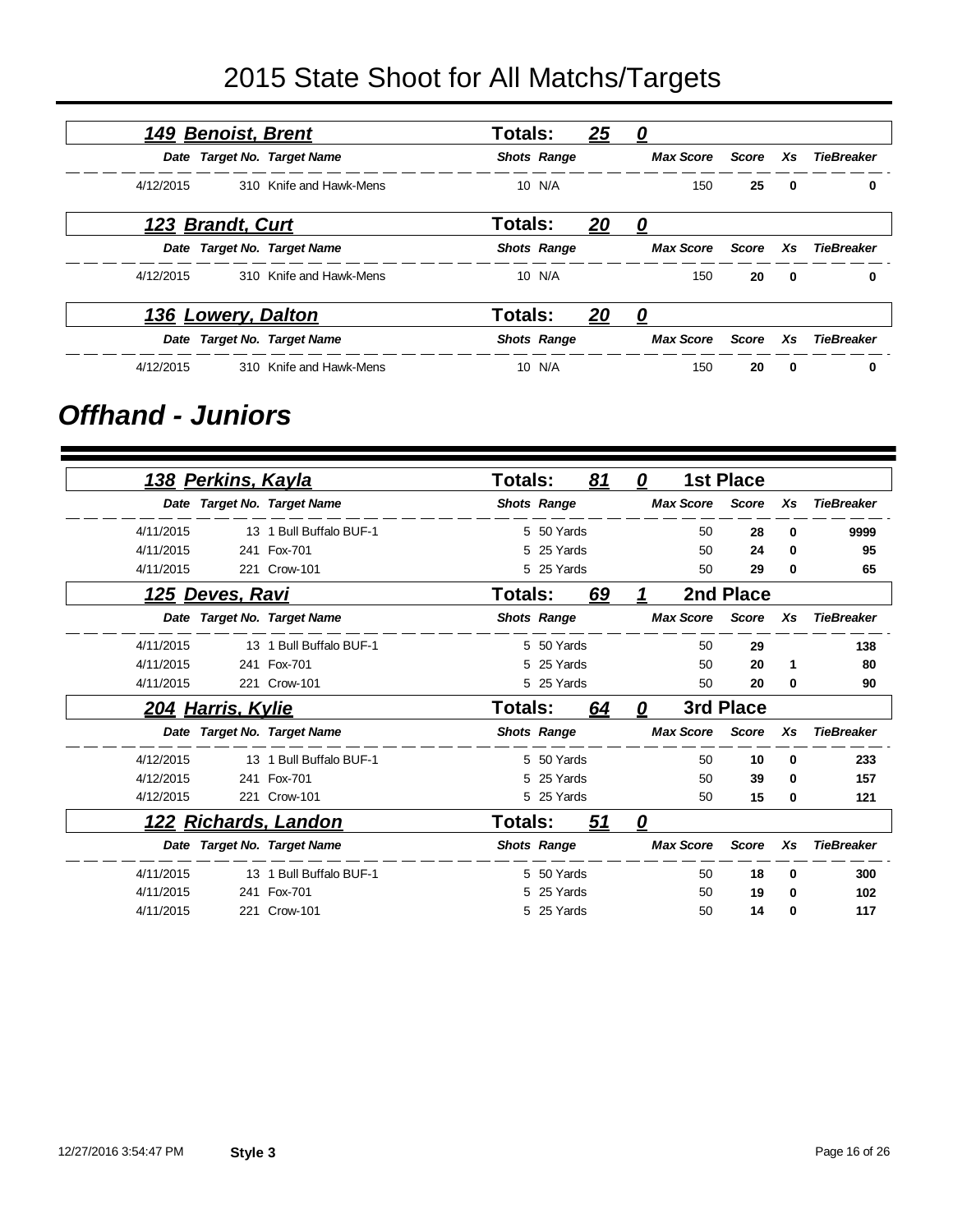# 2015 State Shoot for All Matchs/Targets

### 149 Benoist, Brent — Totals: 25 0

| Date | Target No. | Target Name | Shots | Range | Max Score | Score | Xs | TieBreaker |
|---|---|---|---|---|---|---|---|---|
| 4/12/2015 | 310 | Knife and Hawk-Mens | 10 | N/A | 150 | **25** | **0** | **0** |

### 123 Brandt, Curt — Totals: 20 0

| Date | Target No. | Target Name | Shots | Range | Max Score | Score | Xs | TieBreaker |
|---|---|---|---|---|---|---|---|---|
| 4/12/2015 | 310 | Knife and Hawk-Mens | 10 | N/A | 150 | **20** | **0** | **0** |

### 136 Lowery, Dalton — Totals: 20 0

| Date | Target No. | Target Name | Shots | Range | Max Score | Score | Xs | TieBreaker |
|---|---|---|---|---|---|---|---|---|
| 4/12/2015 | 310 | Knife and Hawk-Mens | 10 | N/A | 150 | **20** | **0** | **0** |

## *Offhand - Juniors*

### 138 Perkins, Kayla — Totals: 81 0 — 1st Place

| Date | Target No. | Target Name | Shots | Range | Max Score | Score | Xs | TieBreaker |
|---|---|---|---|---|---|---|---|---|
| 4/11/2015 | 13 | 1 Bull Buffalo BUF-1 | 5 | 50 Yards | 50 | **28** | **0** | **9999** |
| 4/11/2015 | 241 | Fox-701 | 5 | 25 Yards | 50 | **24** | **0** | **95** |
| 4/11/2015 | 221 | Crow-101 | 5 | 25 Yards | 50 | **29** | **0** | **65** |

### 125 Deves, Ravi — Totals: 69 1 — 2nd Place

| Date | Target No. | Target Name | Shots | Range | Max Score | Score | Xs | TieBreaker |
|---|---|---|---|---|---|---|---|---|
| 4/11/2015 | 13 | 1 Bull Buffalo BUF-1 | 5 | 50 Yards | 50 | **29** | | **138** |
| 4/11/2015 | 241 | Fox-701 | 5 | 25 Yards | 50 | **20** | **1** | **80** |
| 4/11/2015 | 221 | Crow-101 | 5 | 25 Yards | 50 | **20** | **0** | **90** |

### 204 Harris, Kylie — Totals: 64 0 — 3rd Place

| Date | Target No. | Target Name | Shots | Range | Max Score | Score | Xs | TieBreaker |
|---|---|---|---|---|---|---|---|---|
| 4/12/2015 | 13 | 1 Bull Buffalo BUF-1 | 5 | 50 Yards | 50 | **10** | **0** | **233** |
| 4/12/2015 | 241 | Fox-701 | 5 | 25 Yards | 50 | **39** | **0** | **157** |
| 4/12/2015 | 221 | Crow-101 | 5 | 25 Yards | 50 | **15** | **0** | **121** |

### 122 Richards, Landon — Totals: 51 0

| Date | Target No. | Target Name | Shots | Range | Max Score | Score | Xs | TieBreaker |
|---|---|---|---|---|---|---|---|---|
| 4/11/2015 | 13 | 1 Bull Buffalo BUF-1 | 5 | 50 Yards | 50 | **18** | **0** | **300** |
| 4/11/2015 | 241 | Fox-701 | 5 | 25 Yards | 50 | **19** | **0** | **102** |
| 4/11/2015 | 221 | Crow-101 | 5 | 25 Yards | 50 | **14** | **0** | **117** |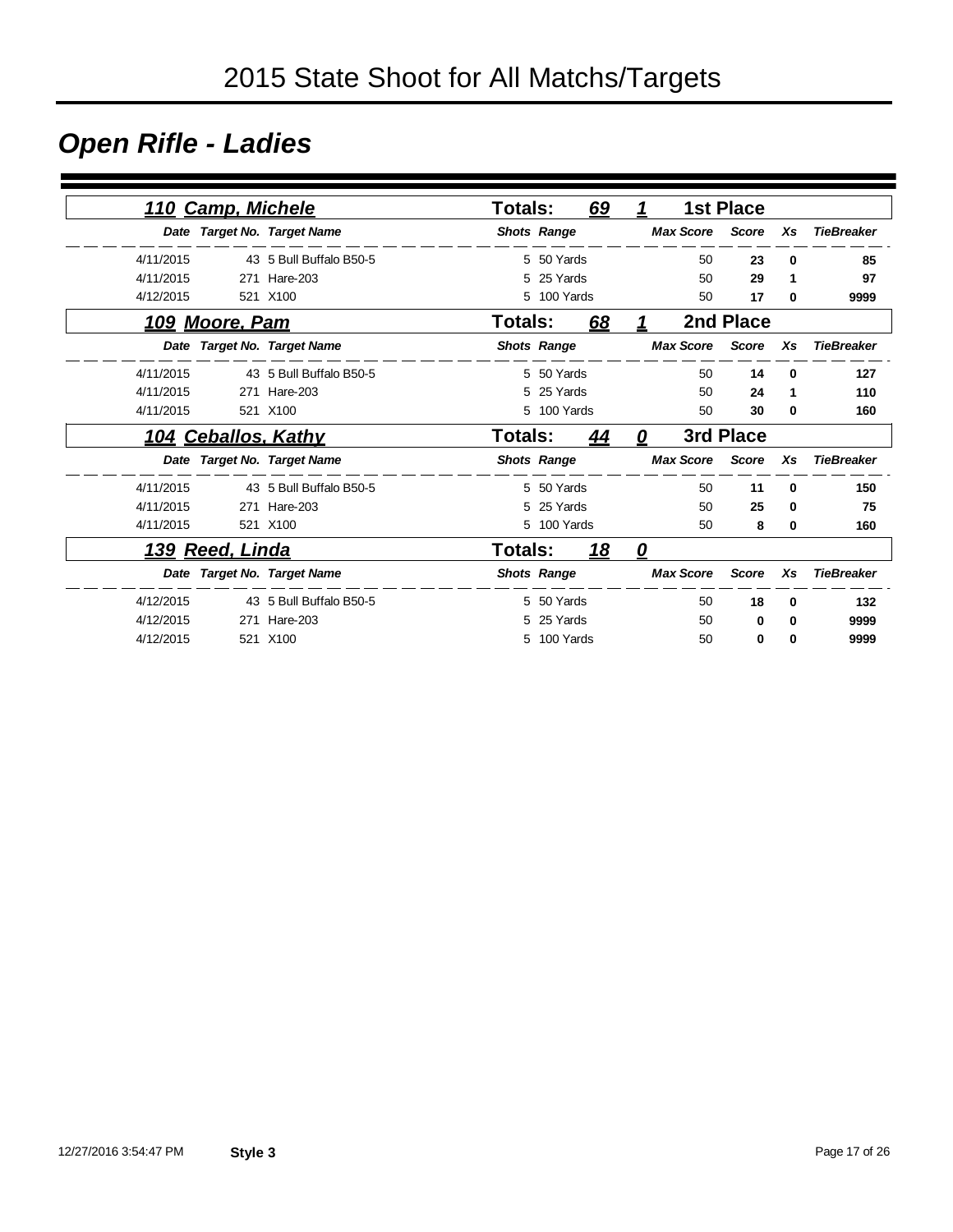# 2015 State Shoot for All Matchs/Targets

## Open Rifle - Ladies

### 110 Camp, Michele — Totals: 69 — 1 — 1st Place

| Date | Target No. | Target Name | Shots | Range | Max Score | Score | Xs | TieBreaker |
|---|---|---|---|---|---|---|---|---|
| 4/11/2015 | 43 | 5 Bull Buffalo B50-5 | 5 | 50 Yards | 50 | 23 | 0 | 85 |
| 4/11/2015 | 271 | Hare-203 | 5 | 25 Yards | 50 | 29 | 1 | 97 |
| 4/12/2015 | 521 | X100 | 5 | 100 Yards | 50 | 17 | 0 | 9999 |

### 109 Moore, Pam — Totals: 68 — 1 — 2nd Place

| Date | Target No. | Target Name | Shots | Range | Max Score | Score | Xs | TieBreaker |
|---|---|---|---|---|---|---|---|---|
| 4/11/2015 | 43 | 5 Bull Buffalo B50-5 | 5 | 50 Yards | 50 | 14 | 0 | 127 |
| 4/11/2015 | 271 | Hare-203 | 5 | 25 Yards | 50 | 24 | 1 | 110 |
| 4/11/2015 | 521 | X100 | 5 | 100 Yards | 50 | 30 | 0 | 160 |

### 104 Ceballos, Kathy — Totals: 44 — 0 — 3rd Place

| Date | Target No. | Target Name | Shots | Range | Max Score | Score | Xs | TieBreaker |
|---|---|---|---|---|---|---|---|---|
| 4/11/2015 | 43 | 5 Bull Buffalo B50-5 | 5 | 50 Yards | 50 | 11 | 0 | 150 |
| 4/11/2015 | 271 | Hare-203 | 5 | 25 Yards | 50 | 25 | 0 | 75 |
| 4/11/2015 | 521 | X100 | 5 | 100 Yards | 50 | 8 | 0 | 160 |

### 139 Reed, Linda — Totals: 18 — 0

| Date | Target No. | Target Name | Shots | Range | Max Score | Score | Xs | TieBreaker |
|---|---|---|---|---|---|---|---|---|
| 4/12/2015 | 43 | 5 Bull Buffalo B50-5 | 5 | 50 Yards | 50 | 18 | 0 | 132 |
| 4/12/2015 | 271 | Hare-203 | 5 | 25 Yards | 50 | 0 | 0 | 9999 |
| 4/12/2015 | 521 | X100 | 5 | 100 Yards | 50 | 0 | 0 | 9999 |

12/27/2016 3:54:47 PM **Style 3**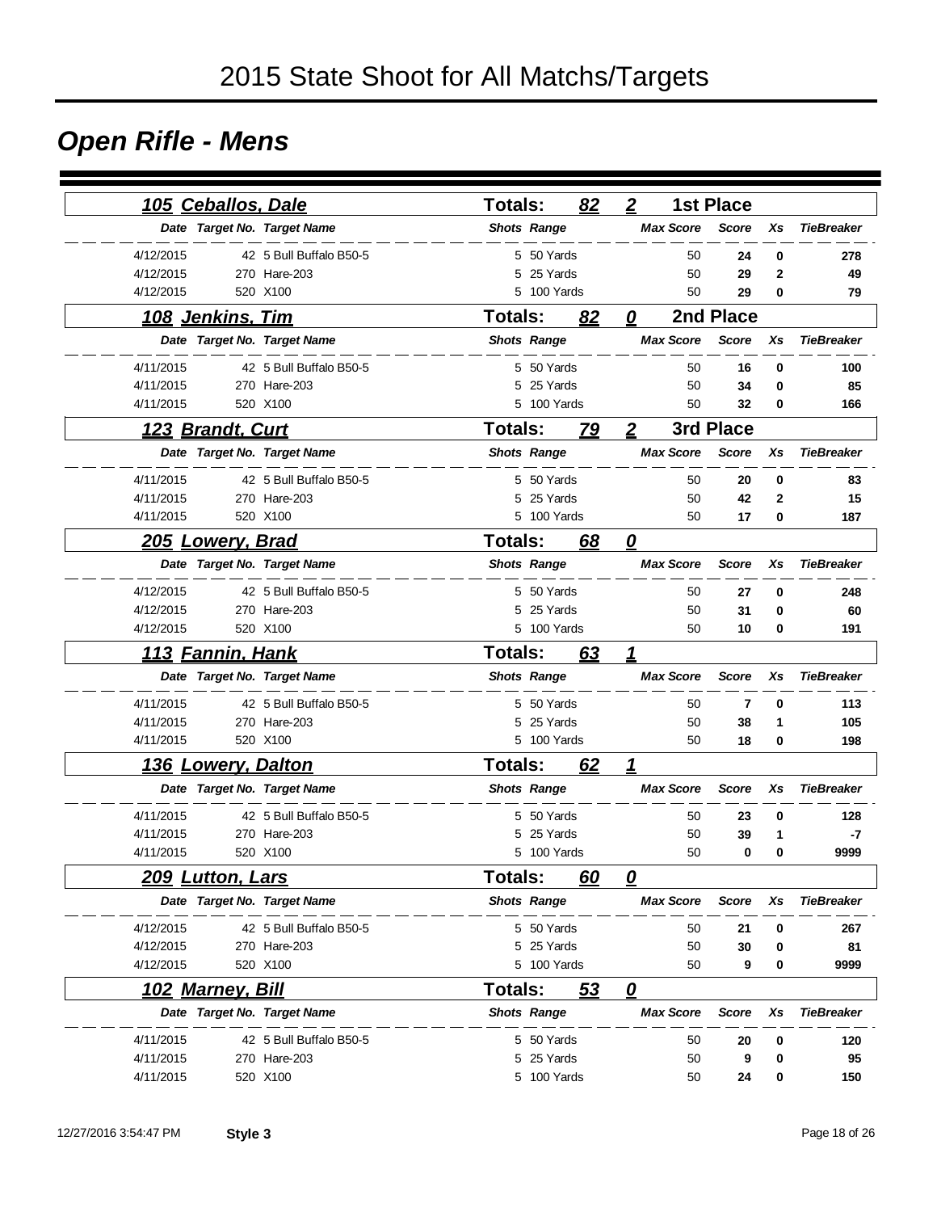# 2015 State Shoot for All Matchs/Targets

## Open Rifle - Mens

### 105 Ceballos, Dale — Totals: 82 — 2 — 1st Place

| Date | Target No. | Target Name | Shots | Range | Max Score | Score | Xs | TieBreaker |
|---|---|---|---|---|---|---|---|---|
| 4/12/2015 | 42 | 5 Bull Buffalo B50-5 | 5 | 50 Yards | 50 | 24 | 0 | 278 |
| 4/12/2015 | 270 | Hare-203 | 5 | 25 Yards | 50 | 29 | 2 | 49 |
| 4/12/2015 | 520 | X100 | 5 | 100 Yards | 50 | 29 | 0 | 79 |

### 108 Jenkins, Tim — Totals: 82 — 0 — 2nd Place

| Date | Target No. | Target Name | Shots | Range | Max Score | Score | Xs | TieBreaker |
|---|---|---|---|---|---|---|---|---|
| 4/11/2015 | 42 | 5 Bull Buffalo B50-5 | 5 | 50 Yards | 50 | 16 | 0 | 100 |
| 4/11/2015 | 270 | Hare-203 | 5 | 25 Yards | 50 | 34 | 0 | 85 |
| 4/11/2015 | 520 | X100 | 5 | 100 Yards | 50 | 32 | 0 | 166 |

### 123 Brandt, Curt — Totals: 79 — 2 — 3rd Place

| Date | Target No. | Target Name | Shots | Range | Max Score | Score | Xs | TieBreaker |
|---|---|---|---|---|---|---|---|---|
| 4/11/2015 | 42 | 5 Bull Buffalo B50-5 | 5 | 50 Yards | 50 | 20 | 0 | 83 |
| 4/11/2015 | 270 | Hare-203 | 5 | 25 Yards | 50 | 42 | 2 | 15 |
| 4/11/2015 | 520 | X100 | 5 | 100 Yards | 50 | 17 | 0 | 187 |

### 205 Lowery, Brad — Totals: 68 — 0

| Date | Target No. | Target Name | Shots | Range | Max Score | Score | Xs | TieBreaker |
|---|---|---|---|---|---|---|---|---|
| 4/12/2015 | 42 | 5 Bull Buffalo B50-5 | 5 | 50 Yards | 50 | 27 | 0 | 248 |
| 4/12/2015 | 270 | Hare-203 | 5 | 25 Yards | 50 | 31 | 0 | 60 |
| 4/12/2015 | 520 | X100 | 5 | 100 Yards | 50 | 10 | 0 | 191 |

### 113 Fannin, Hank — Totals: 63 — 1

| Date | Target No. | Target Name | Shots | Range | Max Score | Score | Xs | TieBreaker |
|---|---|---|---|---|---|---|---|---|
| 4/11/2015 | 42 | 5 Bull Buffalo B50-5 | 5 | 50 Yards | 50 | 7 | 0 | 113 |
| 4/11/2015 | 270 | Hare-203 | 5 | 25 Yards | 50 | 38 | 1 | 105 |
| 4/11/2015 | 520 | X100 | 5 | 100 Yards | 50 | 18 | 0 | 198 |

### 136 Lowery, Dalton — Totals: 62 — 1

| Date | Target No. | Target Name | Shots | Range | Max Score | Score | Xs | TieBreaker |
|---|---|---|---|---|---|---|---|---|
| 4/11/2015 | 42 | 5 Bull Buffalo B50-5 | 5 | 50 Yards | 50 | 23 | 0 | 128 |
| 4/11/2015 | 270 | Hare-203 | 5 | 25 Yards | 50 | 39 | 1 | -7 |
| 4/11/2015 | 520 | X100 | 5 | 100 Yards | 50 | 0 | 0 | 9999 |

### 209 Lutton, Lars — Totals: 60 — 0

| Date | Target No. | Target Name | Shots | Range | Max Score | Score | Xs | TieBreaker |
|---|---|---|---|---|---|---|---|---|
| 4/12/2015 | 42 | 5 Bull Buffalo B50-5 | 5 | 50 Yards | 50 | 21 | 0 | 267 |
| 4/12/2015 | 270 | Hare-203 | 5 | 25 Yards | 50 | 30 | 0 | 81 |
| 4/12/2015 | 520 | X100 | 5 | 100 Yards | 50 | 9 | 0 | 9999 |

### 102 Marney, Bill — Totals: 53 — 0

| Date | Target No. | Target Name | Shots | Range | Max Score | Score | Xs | TieBreaker |
|---|---|---|---|---|---|---|---|---|
| 4/11/2015 | 42 | 5 Bull Buffalo B50-5 | 5 | 50 Yards | 50 | 20 | 0 | 120 |
| 4/11/2015 | 270 | Hare-203 | 5 | 25 Yards | 50 | 9 | 0 | 95 |
| 4/11/2015 | 520 | X100 | 5 | 100 Yards | 50 | 24 | 0 | 150 |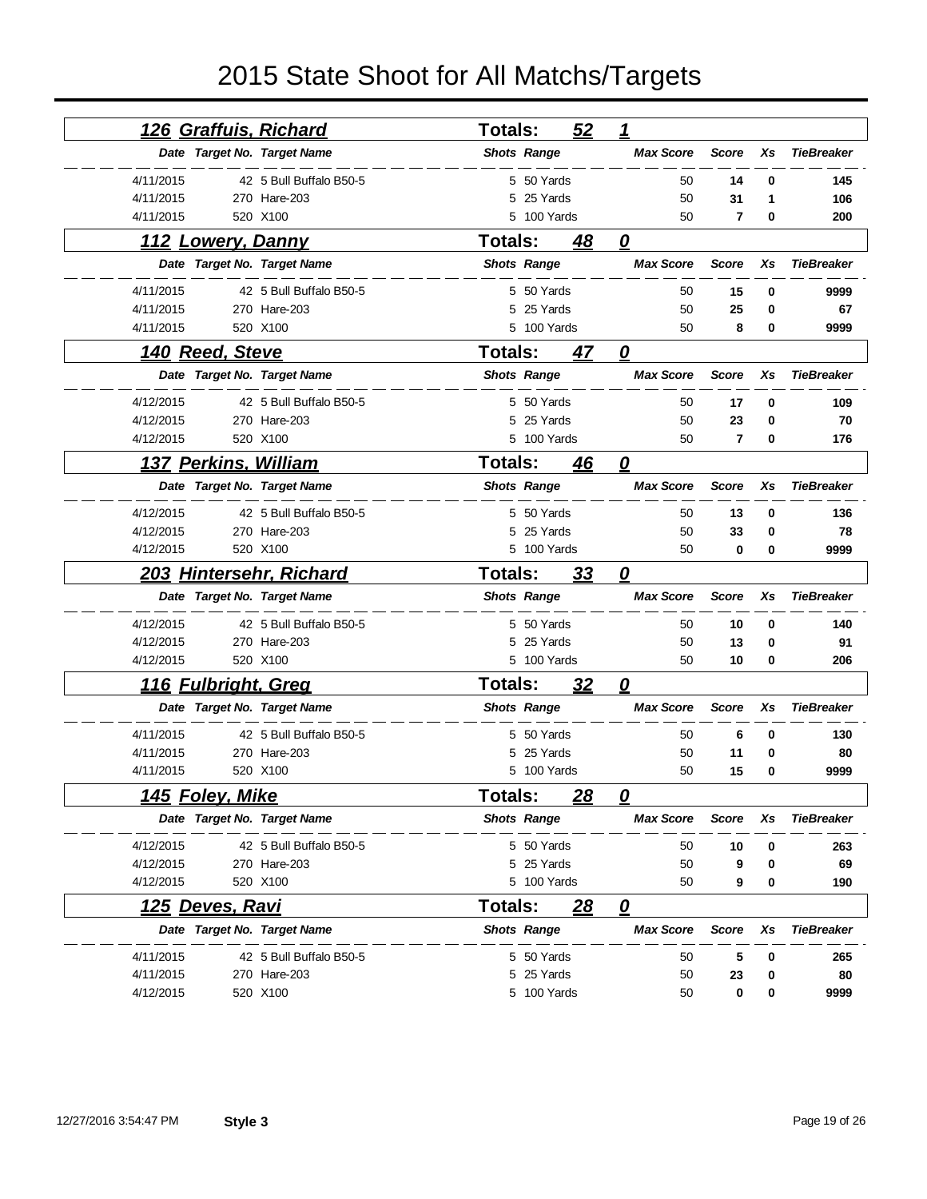# 2015 State Shoot for All Matchs/Targets

## 126 Graffuis, Richard — Totals: 52 — 1

| Date | Target No. | Target Name | Shots | Range | Max Score | Score | Xs | TieBreaker |
|---|---|---|---|---|---|---|---|---|
| 4/11/2015 | 42 | 5 Bull Buffalo B50-5 | 5 | 50 Yards | 50 | 14 | 0 | 145 |
| 4/11/2015 | 270 | Hare-203 | 5 | 25 Yards | 50 | 31 | 1 | 106 |
| 4/11/2015 | 520 | X100 | 5 | 100 Yards | 50 | 7 | 0 | 200 |

## 112 Lowery, Danny — Totals: 48 — 0

| Date | Target No. | Target Name | Shots | Range | Max Score | Score | Xs | TieBreaker |
|---|---|---|---|---|---|---|---|---|
| 4/11/2015 | 42 | 5 Bull Buffalo B50-5 | 5 | 50 Yards | 50 | 15 | 0 | 9999 |
| 4/11/2015 | 270 | Hare-203 | 5 | 25 Yards | 50 | 25 | 0 | 67 |
| 4/11/2015 | 520 | X100 | 5 | 100 Yards | 50 | 8 | 0 | 9999 |

## 140 Reed, Steve — Totals: 47 — 0

| Date | Target No. | Target Name | Shots | Range | Max Score | Score | Xs | TieBreaker |
|---|---|---|---|---|---|---|---|---|
| 4/12/2015 | 42 | 5 Bull Buffalo B50-5 | 5 | 50 Yards | 50 | 17 | 0 | 109 |
| 4/12/2015 | 270 | Hare-203 | 5 | 25 Yards | 50 | 23 | 0 | 70 |
| 4/12/2015 | 520 | X100 | 5 | 100 Yards | 50 | 7 | 0 | 176 |

## 137 Perkins, William — Totals: 46 — 0

| Date | Target No. | Target Name | Shots | Range | Max Score | Score | Xs | TieBreaker |
|---|---|---|---|---|---|---|---|---|
| 4/12/2015 | 42 | 5 Bull Buffalo B50-5 | 5 | 50 Yards | 50 | 13 | 0 | 136 |
| 4/12/2015 | 270 | Hare-203 | 5 | 25 Yards | 50 | 33 | 0 | 78 |
| 4/12/2015 | 520 | X100 | 5 | 100 Yards | 50 | 0 | 0 | 9999 |

## 203 Hintersehr, Richard — Totals: 33 — 0

| Date | Target No. | Target Name | Shots | Range | Max Score | Score | Xs | TieBreaker |
|---|---|---|---|---|---|---|---|---|
| 4/12/2015 | 42 | 5 Bull Buffalo B50-5 | 5 | 50 Yards | 50 | 10 | 0 | 140 |
| 4/12/2015 | 270 | Hare-203 | 5 | 25 Yards | 50 | 13 | 0 | 91 |
| 4/12/2015 | 520 | X100 | 5 | 100 Yards | 50 | 10 | 0 | 206 |

## 116 Fulbright, Greg — Totals: 32 — 0

| Date | Target No. | Target Name | Shots | Range | Max Score | Score | Xs | TieBreaker |
|---|---|---|---|---|---|---|---|---|
| 4/11/2015 | 42 | 5 Bull Buffalo B50-5 | 5 | 50 Yards | 50 | 6 | 0 | 130 |
| 4/11/2015 | 270 | Hare-203 | 5 | 25 Yards | 50 | 11 | 0 | 80 |
| 4/11/2015 | 520 | X100 | 5 | 100 Yards | 50 | 15 | 0 | 9999 |

## 145 Foley, Mike — Totals: 28 — 0

| Date | Target No. | Target Name | Shots | Range | Max Score | Score | Xs | TieBreaker |
|---|---|---|---|---|---|---|---|---|
| 4/12/2015 | 42 | 5 Bull Buffalo B50-5 | 5 | 50 Yards | 50 | 10 | 0 | 263 |
| 4/12/2015 | 270 | Hare-203 | 5 | 25 Yards | 50 | 9 | 0 | 69 |
| 4/12/2015 | 520 | X100 | 5 | 100 Yards | 50 | 9 | 0 | 190 |

## 125 Deves, Ravi — Totals: 28 — 0

| Date | Target No. | Target Name | Shots | Range | Max Score | Score | Xs | TieBreaker |
|---|---|---|---|---|---|---|---|---|
| 4/11/2015 | 42 | 5 Bull Buffalo B50-5 | 5 | 50 Yards | 50 | 5 | 0 | 265 |
| 4/11/2015 | 270 | Hare-203 | 5 | 25 Yards | 50 | 23 | 0 | 80 |
| 4/12/2015 | 520 | X100 | 5 | 100 Yards | 50 | 0 | 0 | 9999 |

12/27/2016 3:54:47 PM **Style 3**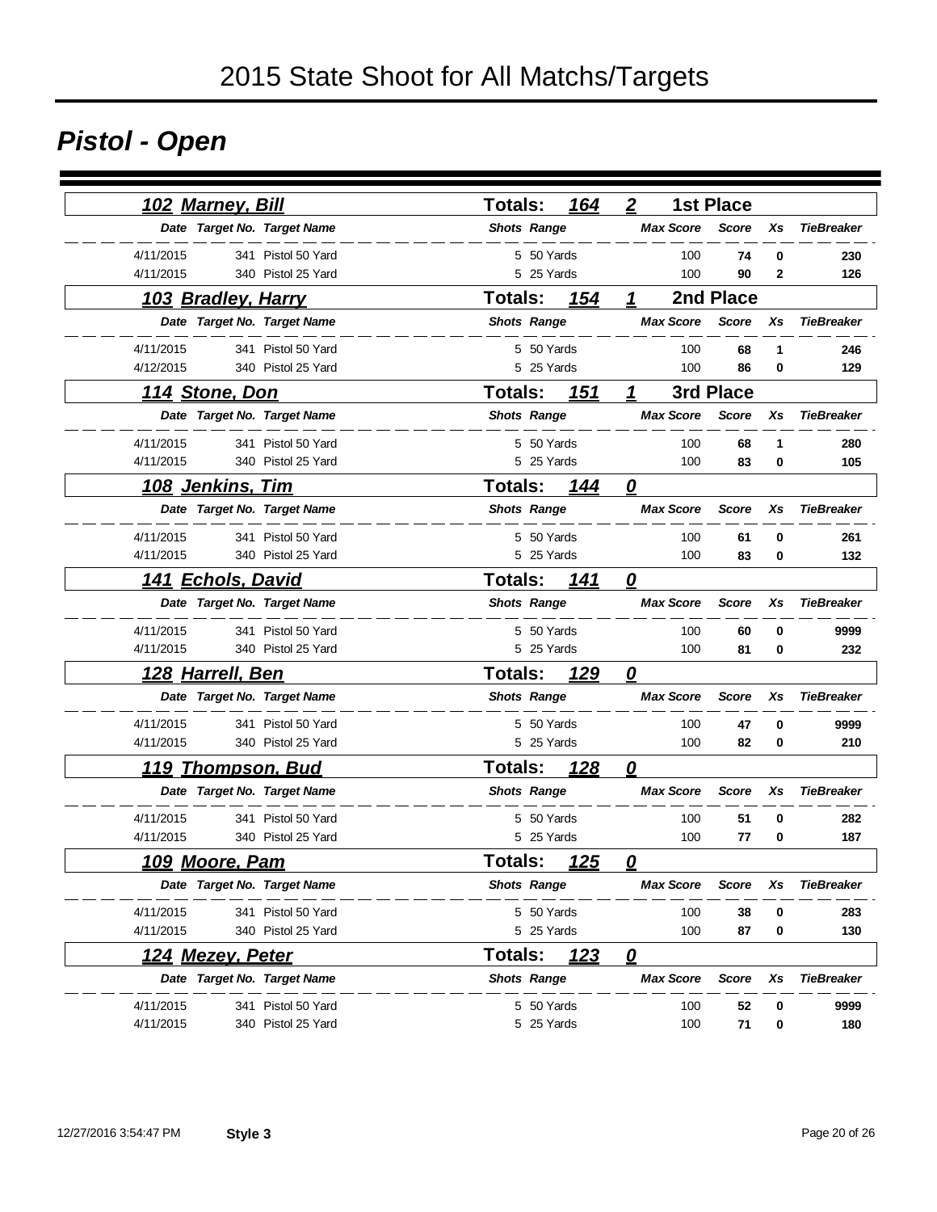# 2015 State Shoot for All Matchs/Targets

## Pistol - Open

### 102 Marney, Bill — Totals: 164 — 2 — 1st Place

| Date | Target No. | Target Name | Shots | Range | Max Score | Score | Xs | TieBreaker |
|---|---|---|---|---|---|---|---|---|
| 4/11/2015 | 341 | Pistol 50 Yard | 5 | 50 Yards | 100 | **74** | **0** | **230** |
| 4/11/2015 | 340 | Pistol 25 Yard | 5 | 25 Yards | 100 | **90** | **2** | **126** |

### 103 Bradley, Harry — Totals: 154 — 1 — 2nd Place

| Date | Target No. | Target Name | Shots | Range | Max Score | Score | Xs | TieBreaker |
|---|---|---|---|---|---|---|---|---|
| 4/11/2015 | 341 | Pistol 50 Yard | 5 | 50 Yards | 100 | **68** | **1** | **246** |
| 4/12/2015 | 340 | Pistol 25 Yard | 5 | 25 Yards | 100 | **86** | **0** | **129** |

### 114 Stone, Don — Totals: 151 — 1 — 3rd Place

| Date | Target No. | Target Name | Shots | Range | Max Score | Score | Xs | TieBreaker |
|---|---|---|---|---|---|---|---|---|
| 4/11/2015 | 341 | Pistol 50 Yard | 5 | 50 Yards | 100 | **68** | **1** | **280** |
| 4/11/2015 | 340 | Pistol 25 Yard | 5 | 25 Yards | 100 | **83** | **0** | **105** |

### 108 Jenkins, Tim — Totals: 144 — 0

| Date | Target No. | Target Name | Shots | Range | Max Score | Score | Xs | TieBreaker |
|---|---|---|---|---|---|---|---|---|
| 4/11/2015 | 341 | Pistol 50 Yard | 5 | 50 Yards | 100 | **61** | **0** | **261** |
| 4/11/2015 | 340 | Pistol 25 Yard | 5 | 25 Yards | 100 | **83** | **0** | **132** |

### 141 Echols, David — Totals: 141 — 0

| Date | Target No. | Target Name | Shots | Range | Max Score | Score | Xs | TieBreaker |
|---|---|---|---|---|---|---|---|---|
| 4/11/2015 | 341 | Pistol 50 Yard | 5 | 50 Yards | 100 | **60** | **0** | **9999** |
| 4/11/2015 | 340 | Pistol 25 Yard | 5 | 25 Yards | 100 | **81** | **0** | **232** |

### 128 Harrell, Ben — Totals: 129 — 0

| Date | Target No. | Target Name | Shots | Range | Max Score | Score | Xs | TieBreaker |
|---|---|---|---|---|---|---|---|---|
| 4/11/2015 | 341 | Pistol 50 Yard | 5 | 50 Yards | 100 | **47** | **0** | **9999** |
| 4/11/2015 | 340 | Pistol 25 Yard | 5 | 25 Yards | 100 | **82** | **0** | **210** |

### 119 Thompson, Bud — Totals: 128 — 0

| Date | Target No. | Target Name | Shots | Range | Max Score | Score | Xs | TieBreaker |
|---|---|---|---|---|---|---|---|---|
| 4/11/2015 | 341 | Pistol 50 Yard | 5 | 50 Yards | 100 | **51** | **0** | **282** |
| 4/11/2015 | 340 | Pistol 25 Yard | 5 | 25 Yards | 100 | **77** | **0** | **187** |

### 109 Moore, Pam — Totals: 125 — 0

| Date | Target No. | Target Name | Shots | Range | Max Score | Score | Xs | TieBreaker |
|---|---|---|---|---|---|---|---|---|
| 4/11/2015 | 341 | Pistol 50 Yard | 5 | 50 Yards | 100 | **38** | **0** | **283** |
| 4/11/2015 | 340 | Pistol 25 Yard | 5 | 25 Yards | 100 | **87** | **0** | **130** |

### 124 Mezey, Peter — Totals: 123 — 0

| Date | Target No. | Target Name | Shots | Range | Max Score | Score | Xs | TieBreaker |
|---|---|---|---|---|---|---|---|---|
| 4/11/2015 | 341 | Pistol 50 Yard | 5 | 50 Yards | 100 | **52** | **0** | **9999** |
| 4/11/2015 | 340 | Pistol 25 Yard | 5 | 25 Yards | 100 | **71** | **0** | **180** |

12/27/2016 3:54:47 PM **Style 3**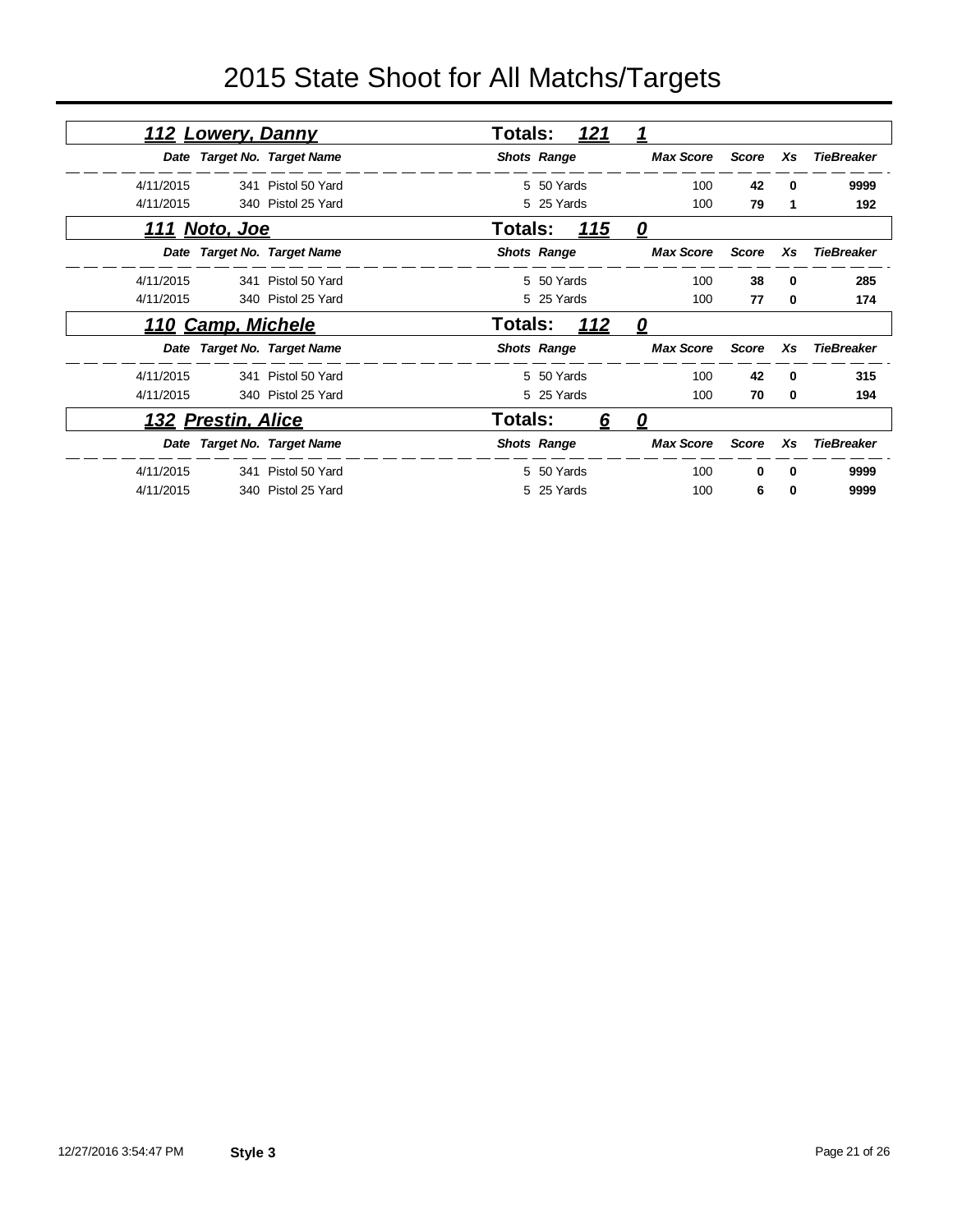# 2015 State Shoot for All Matchs/Targets

## 112 Lowery, Danny — Totals: 121 1

| Date | Target No. | Target Name | Shots | Range | Max Score | Score | Xs | TieBreaker |
|---|---|---|---|---|---|---|---|---|
| 4/11/2015 | 341 | Pistol 50 Yard | 5 | 50 Yards | 100 | **42** | **0** | **9999** |
| 4/11/2015 | 340 | Pistol 25 Yard | 5 | 25 Yards | 100 | **79** | **1** | **192** |

## 111 Noto, Joe — Totals: 115 0

| Date | Target No. | Target Name | Shots | Range | Max Score | Score | Xs | TieBreaker |
|---|---|---|---|---|---|---|---|---|
| 4/11/2015 | 341 | Pistol 50 Yard | 5 | 50 Yards | 100 | **38** | **0** | **285** |
| 4/11/2015 | 340 | Pistol 25 Yard | 5 | 25 Yards | 100 | **77** | **0** | **174** |

## 110 Camp, Michele — Totals: 112 0

| Date | Target No. | Target Name | Shots | Range | Max Score | Score | Xs | TieBreaker |
|---|---|---|---|---|---|---|---|---|
| 4/11/2015 | 341 | Pistol 50 Yard | 5 | 50 Yards | 100 | **42** | **0** | **315** |
| 4/11/2015 | 340 | Pistol 25 Yard | 5 | 25 Yards | 100 | **70** | **0** | **194** |

## 132 Prestin, Alice — Totals: 6 0

| Date | Target No. | Target Name | Shots | Range | Max Score | Score | Xs | TieBreaker |
|---|---|---|---|---|---|---|---|---|
| 4/11/2015 | 341 | Pistol 50 Yard | 5 | 50 Yards | 100 | **0** | **0** | **9999** |
| 4/11/2015 | 340 | Pistol 25 Yard | 5 | 25 Yards | 100 | **6** | **0** | **9999** |

12/27/2016 3:54:47 PM **Style 3**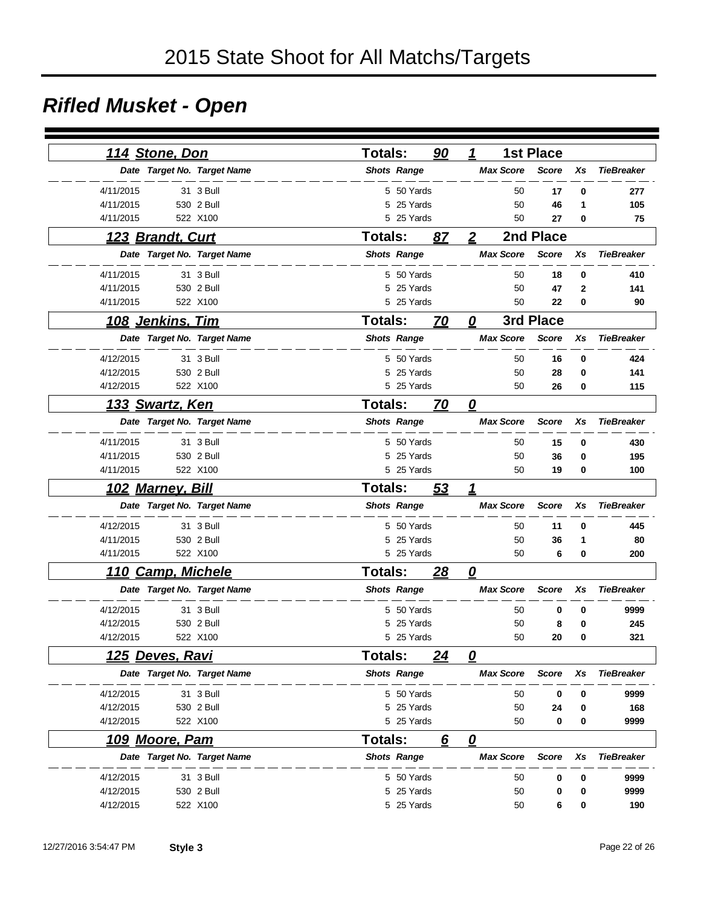# 2015 State Shoot for All Matchs/Targets

## *Rifled Musket - Open*

### 114 Stone, Don — Totals: 90 — 1 — 1st Place

| Date | Target No. | Target Name | Shots | Range | Max Score | Score | Xs | TieBreaker |
|---|---|---|---|---|---|---|---|---|
| 4/11/2015 | 31 | 3 Bull | 5 | 50 Yards | 50 | 17 | 0 | 277 |
| 4/11/2015 | 530 | 2 Bull | 5 | 25 Yards | 50 | 46 | 1 | 105 |
| 4/11/2015 | 522 | X100 | 5 | 25 Yards | 50 | 27 | 0 | 75 |

### 123 Brandt, Curt — Totals: 87 — 2 — 2nd Place

| Date | Target No. | Target Name | Shots | Range | Max Score | Score | Xs | TieBreaker |
|---|---|---|---|---|---|---|---|---|
| 4/11/2015 | 31 | 3 Bull | 5 | 50 Yards | 50 | 18 | 0 | 410 |
| 4/11/2015 | 530 | 2 Bull | 5 | 25 Yards | 50 | 47 | 2 | 141 |
| 4/11/2015 | 522 | X100 | 5 | 25 Yards | 50 | 22 | 0 | 90 |

### 108 Jenkins, Tim — Totals: 70 — 0 — 3rd Place

| Date | Target No. | Target Name | Shots | Range | Max Score | Score | Xs | TieBreaker |
|---|---|---|---|---|---|---|---|---|
| 4/12/2015 | 31 | 3 Bull | 5 | 50 Yards | 50 | 16 | 0 | 424 |
| 4/12/2015 | 530 | 2 Bull | 5 | 25 Yards | 50 | 28 | 0 | 141 |
| 4/12/2015 | 522 | X100 | 5 | 25 Yards | 50 | 26 | 0 | 115 |

### 133 Swartz, Ken — Totals: 70 — 0

| Date | Target No. | Target Name | Shots | Range | Max Score | Score | Xs | TieBreaker |
|---|---|---|---|---|---|---|---|---|
| 4/11/2015 | 31 | 3 Bull | 5 | 50 Yards | 50 | 15 | 0 | 430 |
| 4/11/2015 | 530 | 2 Bull | 5 | 25 Yards | 50 | 36 | 0 | 195 |
| 4/11/2015 | 522 | X100 | 5 | 25 Yards | 50 | 19 | 0 | 100 |

### 102 Marney, Bill — Totals: 53 — 1

| Date | Target No. | Target Name | Shots | Range | Max Score | Score | Xs | TieBreaker |
|---|---|---|---|---|---|---|---|---|
| 4/12/2015 | 31 | 3 Bull | 5 | 50 Yards | 50 | 11 | 0 | 445 |
| 4/11/2015 | 530 | 2 Bull | 5 | 25 Yards | 50 | 36 | 1 | 80 |
| 4/11/2015 | 522 | X100 | 5 | 25 Yards | 50 | 6 | 0 | 200 |

### 110 Camp, Michele — Totals: 28 — 0

| Date | Target No. | Target Name | Shots | Range | Max Score | Score | Xs | TieBreaker |
|---|---|---|---|---|---|---|---|---|
| 4/12/2015 | 31 | 3 Bull | 5 | 50 Yards | 50 | 0 | 0 | 9999 |
| 4/12/2015 | 530 | 2 Bull | 5 | 25 Yards | 50 | 8 | 0 | 245 |
| 4/12/2015 | 522 | X100 | 5 | 25 Yards | 50 | 20 | 0 | 321 |

### 125 Deves, Ravi — Totals: 24 — 0

| Date | Target No. | Target Name | Shots | Range | Max Score | Score | Xs | TieBreaker |
|---|---|---|---|---|---|---|---|---|
| 4/12/2015 | 31 | 3 Bull | 5 | 50 Yards | 50 | 0 | 0 | 9999 |
| 4/12/2015 | 530 | 2 Bull | 5 | 25 Yards | 50 | 24 | 0 | 168 |
| 4/12/2015 | 522 | X100 | 5 | 25 Yards | 50 | 0 | 0 | 9999 |

### 109 Moore, Pam — Totals: 6 — 0

| Date | Target No. | Target Name | Shots | Range | Max Score | Score | Xs | TieBreaker |
|---|---|---|---|---|---|---|---|---|
| 4/12/2015 | 31 | 3 Bull | 5 | 50 Yards | 50 | 0 | 0 | 9999 |
| 4/12/2015 | 530 | 2 Bull | 5 | 25 Yards | 50 | 0 | 0 | 9999 |
| 4/12/2015 | 522 | X100 | 5 | 25 Yards | 50 | 6 | 0 | 190 |

12/27/2016 3:54:47 PM **Style 3**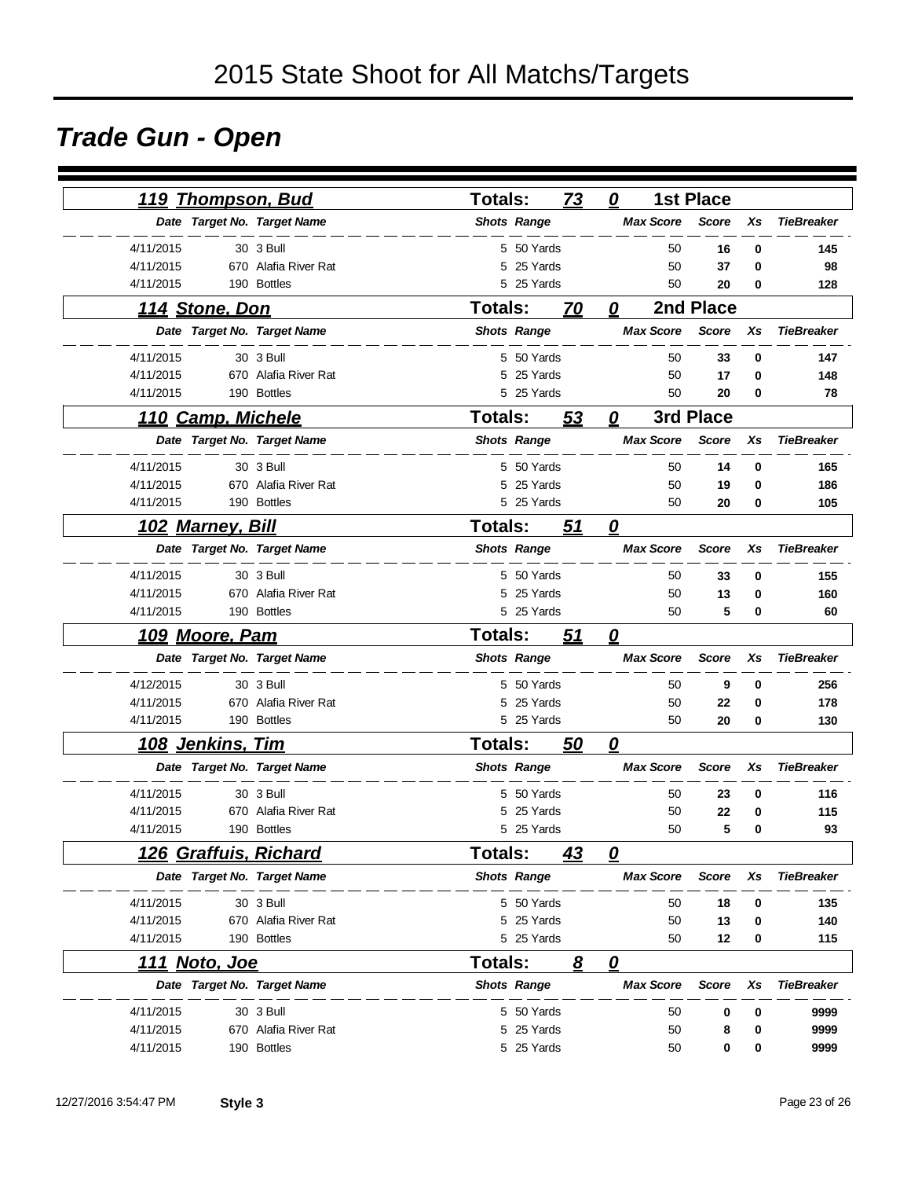# 2015 State Shoot for All Matchs/Targets

## Trade Gun - Open

### 119 Thompson, Bud — Totals: 73 — 0 — 1st Place

| Date | Target No. | Target Name | Shots | Range | Max Score | Score | Xs | TieBreaker |
|---|---|---|---|---|---|---|---|---|
| 4/11/2015 | 30 | 3 Bull | 5 | 50 Yards | 50 | **16** | **0** | **145** |
| 4/11/2015 | 670 | Alafia River Rat | 5 | 25 Yards | 50 | **37** | **0** | **98** |
| 4/11/2015 | 190 | Bottles | 5 | 25 Yards | 50 | **20** | **0** | **128** |

### 114 Stone, Don — Totals: 70 — 0 — 2nd Place

| Date | Target No. | Target Name | Shots | Range | Max Score | Score | Xs | TieBreaker |
|---|---|---|---|---|---|---|---|---|
| 4/11/2015 | 30 | 3 Bull | 5 | 50 Yards | 50 | **33** | **0** | **147** |
| 4/11/2015 | 670 | Alafia River Rat | 5 | 25 Yards | 50 | **17** | **0** | **148** |
| 4/11/2015 | 190 | Bottles | 5 | 25 Yards | 50 | **20** | **0** | **78** |

### 110 Camp, Michele — Totals: 53 — 0 — 3rd Place

| Date | Target No. | Target Name | Shots | Range | Max Score | Score | Xs | TieBreaker |
|---|---|---|---|---|---|---|---|---|
| 4/11/2015 | 30 | 3 Bull | 5 | 50 Yards | 50 | **14** | **0** | **165** |
| 4/11/2015 | 670 | Alafia River Rat | 5 | 25 Yards | 50 | **19** | **0** | **186** |
| 4/11/2015 | 190 | Bottles | 5 | 25 Yards | 50 | **20** | **0** | **105** |

### 102 Marney, Bill — Totals: 51 — 0

| Date | Target No. | Target Name | Shots | Range | Max Score | Score | Xs | TieBreaker |
|---|---|---|---|---|---|---|---|---|
| 4/11/2015 | 30 | 3 Bull | 5 | 50 Yards | 50 | **33** | **0** | **155** |
| 4/11/2015 | 670 | Alafia River Rat | 5 | 25 Yards | 50 | **13** | **0** | **160** |
| 4/11/2015 | 190 | Bottles | 5 | 25 Yards | 50 | **5** | **0** | **60** |

### 109 Moore, Pam — Totals: 51 — 0

| Date | Target No. | Target Name | Shots | Range | Max Score | Score | Xs | TieBreaker |
|---|---|---|---|---|---|---|---|---|
| 4/12/2015 | 30 | 3 Bull | 5 | 50 Yards | 50 | **9** | **0** | **256** |
| 4/11/2015 | 670 | Alafia River Rat | 5 | 25 Yards | 50 | **22** | **0** | **178** |
| 4/11/2015 | 190 | Bottles | 5 | 25 Yards | 50 | **20** | **0** | **130** |

### 108 Jenkins, Tim — Totals: 50 — 0

| Date | Target No. | Target Name | Shots | Range | Max Score | Score | Xs | TieBreaker |
|---|---|---|---|---|---|---|---|---|
| 4/11/2015 | 30 | 3 Bull | 5 | 50 Yards | 50 | **23** | **0** | **116** |
| 4/11/2015 | 670 | Alafia River Rat | 5 | 25 Yards | 50 | **22** | **0** | **115** |
| 4/11/2015 | 190 | Bottles | 5 | 25 Yards | 50 | **5** | **0** | **93** |

### 126 Graffuis, Richard — Totals: 43 — 0

| Date | Target No. | Target Name | Shots | Range | Max Score | Score | Xs | TieBreaker |
|---|---|---|---|---|---|---|---|---|
| 4/11/2015 | 30 | 3 Bull | 5 | 50 Yards | 50 | **18** | **0** | **135** |
| 4/11/2015 | 670 | Alafia River Rat | 5 | 25 Yards | 50 | **13** | **0** | **140** |
| 4/11/2015 | 190 | Bottles | 5 | 25 Yards | 50 | **12** | **0** | **115** |

### 111 Noto, Joe — Totals: 8 — 0

| Date | Target No. | Target Name | Shots | Range | Max Score | Score | Xs | TieBreaker |
|---|---|---|---|---|---|---|---|---|
| 4/11/2015 | 30 | 3 Bull | 5 | 50 Yards | 50 | **0** | **0** | **9999** |
| 4/11/2015 | 670 | Alafia River Rat | 5 | 25 Yards | 50 | **8** | **0** | **9999** |
| 4/11/2015 | 190 | Bottles | 5 | 25 Yards | 50 | **0** | **0** | **9999** |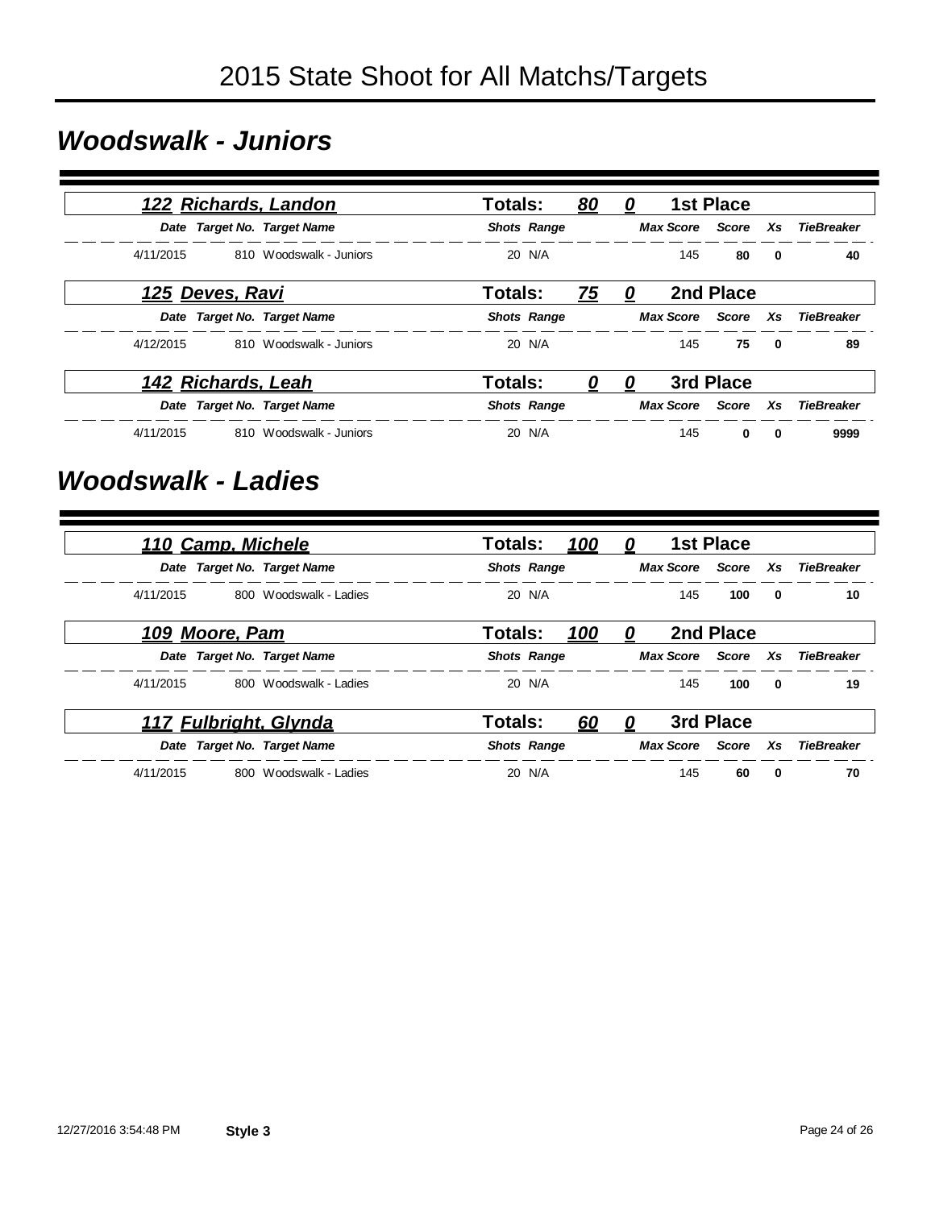# 2015 State Shoot for All Matchs/Targets

## *Woodswalk - Juniors*

**122 Richards, Landon** — Totals: 80 | 0 — **1st Place**

| Date | Target No. | Target Name | Shots | Range | Max Score | Score | Xs | TieBreaker |
|---|---|---|---|---|---|---|---|---|
| 4/11/2015 | 810 | Woodswalk - Juniors | 20 | N/A | 145 | **80** | **0** | **40** |

**125 Deves, Ravi** — Totals: 75 | 0 — **2nd Place**

| Date | Target No. | Target Name | Shots | Range | Max Score | Score | Xs | TieBreaker |
|---|---|---|---|---|---|---|---|---|
| 4/12/2015 | 810 | Woodswalk - Juniors | 20 | N/A | 145 | **75** | **0** | **89** |

**142 Richards, Leah** — Totals: 0 | 0 — **3rd Place**

| Date | Target No. | Target Name | Shots | Range | Max Score | Score | Xs | TieBreaker |
|---|---|---|---|---|---|---|---|---|
| 4/11/2015 | 810 | Woodswalk - Juniors | 20 | N/A | 145 | **0** | **0** | **9999** |

## *Woodswalk - Ladies*

**110 Camp, Michele** — Totals: 100 | 0 — **1st Place**

| Date | Target No. | Target Name | Shots | Range | Max Score | Score | Xs | TieBreaker |
|---|---|---|---|---|---|---|---|---|
| 4/11/2015 | 800 | Woodswalk - Ladies | 20 | N/A | 145 | **100** | **0** | **10** |

**109 Moore, Pam** — Totals: 100 | 0 — **2nd Place**

| Date | Target No. | Target Name | Shots | Range | Max Score | Score | Xs | TieBreaker |
|---|---|---|---|---|---|---|---|---|
| 4/11/2015 | 800 | Woodswalk - Ladies | 20 | N/A | 145 | **100** | **0** | **19** |

**117 Fulbright, Glynda** — Totals: 60 | 0 — **3rd Place**

| Date | Target No. | Target Name | Shots | Range | Max Score | Score | Xs | TieBreaker |
|---|---|---|---|---|---|---|---|---|
| 4/11/2015 | 800 | Woodswalk - Ladies | 20 | N/A | 145 | **60** | **0** | **70** |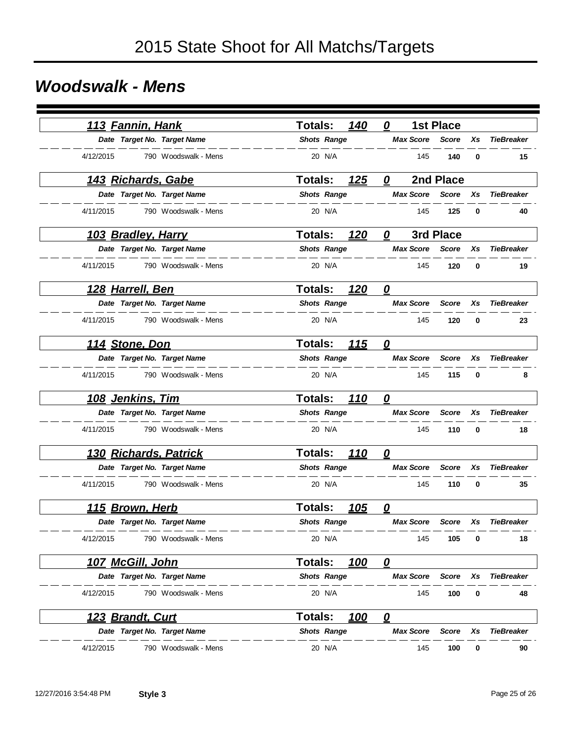# 2015 State Shoot for All Matchs/Targets

## *Woodswalk - Mens*

**113 Fannin, Hank** — Totals: **140** **0** — **1st Place**

| Date | Target No. | Target Name | Shots | Range | Max Score | Score | Xs | TieBreaker |
|---|---|---|---|---|---|---|---|---|
| 4/12/2015 | 790 | Woodswalk - Mens | 20 | N/A | 145 | **140** | **0** | **15** |

**143 Richards, Gabe** — Totals: **125** **0** — **2nd Place**

| Date | Target No. | Target Name | Shots | Range | Max Score | Score | Xs | TieBreaker |
|---|---|---|---|---|---|---|---|---|
| 4/11/2015 | 790 | Woodswalk - Mens | 20 | N/A | 145 | **125** | **0** | **40** |

**103 Bradley, Harry** — Totals: **120** **0** — **3rd Place**

| Date | Target No. | Target Name | Shots | Range | Max Score | Score | Xs | TieBreaker |
|---|---|---|---|---|---|---|---|---|
| 4/11/2015 | 790 | Woodswalk - Mens | 20 | N/A | 145 | **120** | **0** | **19** |

**128 Harrell, Ben** — Totals: **120** **0**

| Date | Target No. | Target Name | Shots | Range | Max Score | Score | Xs | TieBreaker |
|---|---|---|---|---|---|---|---|---|
| 4/11/2015 | 790 | Woodswalk - Mens | 20 | N/A | 145 | **120** | **0** | **23** |

**114 Stone, Don** — Totals: **115** **0**

| Date | Target No. | Target Name | Shots | Range | Max Score | Score | Xs | TieBreaker |
|---|---|---|---|---|---|---|---|---|
| 4/11/2015 | 790 | Woodswalk - Mens | 20 | N/A | 145 | **115** | **0** | **8** |

**108 Jenkins, Tim** — Totals: **110** **0**

| Date | Target No. | Target Name | Shots | Range | Max Score | Score | Xs | TieBreaker |
|---|---|---|---|---|---|---|---|---|
| 4/11/2015 | 790 | Woodswalk - Mens | 20 | N/A | 145 | **110** | **0** | **18** |

**130 Richards, Patrick** — Totals: **110** **0**

| Date | Target No. | Target Name | Shots | Range | Max Score | Score | Xs | TieBreaker |
|---|---|---|---|---|---|---|---|---|
| 4/11/2015 | 790 | Woodswalk - Mens | 20 | N/A | 145 | **110** | **0** | **35** |

**115 Brown, Herb** — Totals: **105** **0**

| Date | Target No. | Target Name | Shots | Range | Max Score | Score | Xs | TieBreaker |
|---|---|---|---|---|---|---|---|---|
| 4/12/2015 | 790 | Woodswalk - Mens | 20 | N/A | 145 | **105** | **0** | **18** |

**107 McGill, John** — Totals: **100** **0**

| Date | Target No. | Target Name | Shots | Range | Max Score | Score | Xs | TieBreaker |
|---|---|---|---|---|---|---|---|---|
| 4/12/2015 | 790 | Woodswalk - Mens | 20 | N/A | 145 | **100** | **0** | **48** |

**123 Brandt, Curt** — Totals: **100** **0**

| Date | Target No. | Target Name | Shots | Range | Max Score | Score | Xs | TieBreaker |
|---|---|---|---|---|---|---|---|---|
| 4/12/2015 | 790 | Woodswalk - Mens | 20 | N/A | 145 | **100** | **0** | **90** |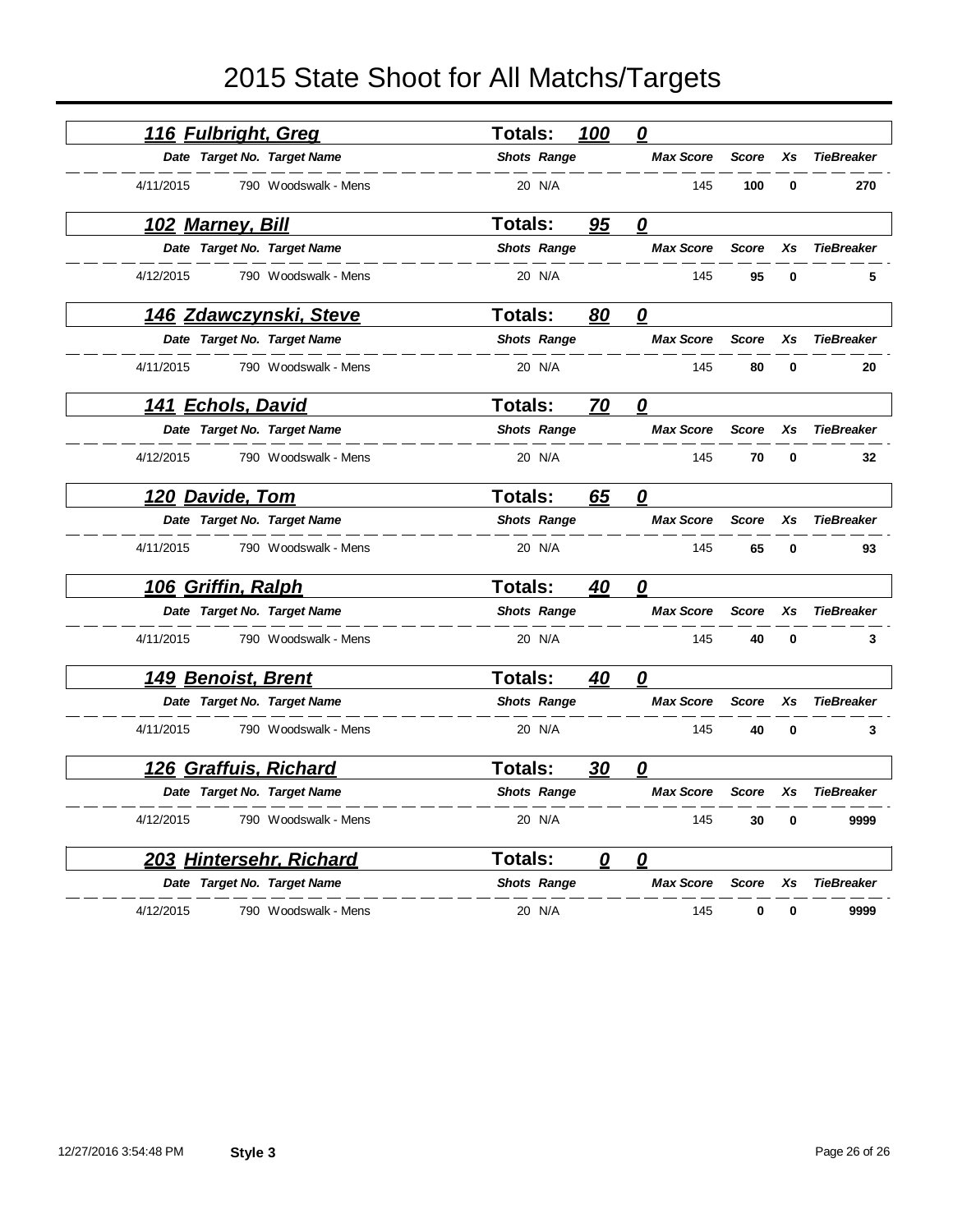# 2015 State Shoot for All Matchs/Targets

## *116 Fulbright, Greg* — Totals: *100* *0*

| Date | Target No. | Target Name | Shots | Range | Max Score | Score | Xs | TieBreaker |
|---|---|---|---|---|---|---|---|---|
| 4/11/2015 | 790 | Woodswalk - Mens | 20 | N/A | 145 | **100** | **0** | **270** |

## *102 Marney, Bill* — Totals: *95* *0*

| Date | Target No. | Target Name | Shots | Range | Max Score | Score | Xs | TieBreaker |
|---|---|---|---|---|---|---|---|---|
| 4/12/2015 | 790 | Woodswalk - Mens | 20 | N/A | 145 | **95** | **0** | **5** |

## *146 Zdawczynski, Steve* — Totals: *80* *0*

| Date | Target No. | Target Name | Shots | Range | Max Score | Score | Xs | TieBreaker |
|---|---|---|---|---|---|---|---|---|
| 4/11/2015 | 790 | Woodswalk - Mens | 20 | N/A | 145 | **80** | **0** | **20** |

## *141 Echols, David* — Totals: *70* *0*

| Date | Target No. | Target Name | Shots | Range | Max Score | Score | Xs | TieBreaker |
|---|---|---|---|---|---|---|---|---|
| 4/12/2015 | 790 | Woodswalk - Mens | 20 | N/A | 145 | **70** | **0** | **32** |

## *120 Davide, Tom* — Totals: *65* *0*

| Date | Target No. | Target Name | Shots | Range | Max Score | Score | Xs | TieBreaker |
|---|---|---|---|---|---|---|---|---|
| 4/11/2015 | 790 | Woodswalk - Mens | 20 | N/A | 145 | **65** | **0** | **93** |

## *106 Griffin, Ralph* — Totals: *40* *0*

| Date | Target No. | Target Name | Shots | Range | Max Score | Score | Xs | TieBreaker |
|---|---|---|---|---|---|---|---|---|
| 4/11/2015 | 790 | Woodswalk - Mens | 20 | N/A | 145 | **40** | **0** | **3** |

## *149 Benoist, Brent* — Totals: *40* *0*

| Date | Target No. | Target Name | Shots | Range | Max Score | Score | Xs | TieBreaker |
|---|---|---|---|---|---|---|---|---|
| 4/11/2015 | 790 | Woodswalk - Mens | 20 | N/A | 145 | **40** | **0** | **3** |

## *126 Graffuis, Richard* — Totals: *30* *0*

| Date | Target No. | Target Name | Shots | Range | Max Score | Score | Xs | TieBreaker |
|---|---|---|---|---|---|---|---|---|
| 4/12/2015 | 790 | Woodswalk - Mens | 20 | N/A | 145 | **30** | **0** | **9999** |

## *203 Hintersehr, Richard* — Totals: *0* *0*

| Date | Target No. | Target Name | Shots | Range | Max Score | Score | Xs | TieBreaker |
|---|---|---|---|---|---|---|---|---|
| 4/12/2015 | 790 | Woodswalk - Mens | 20 | N/A | 145 | **0** | **0** | **9999** |